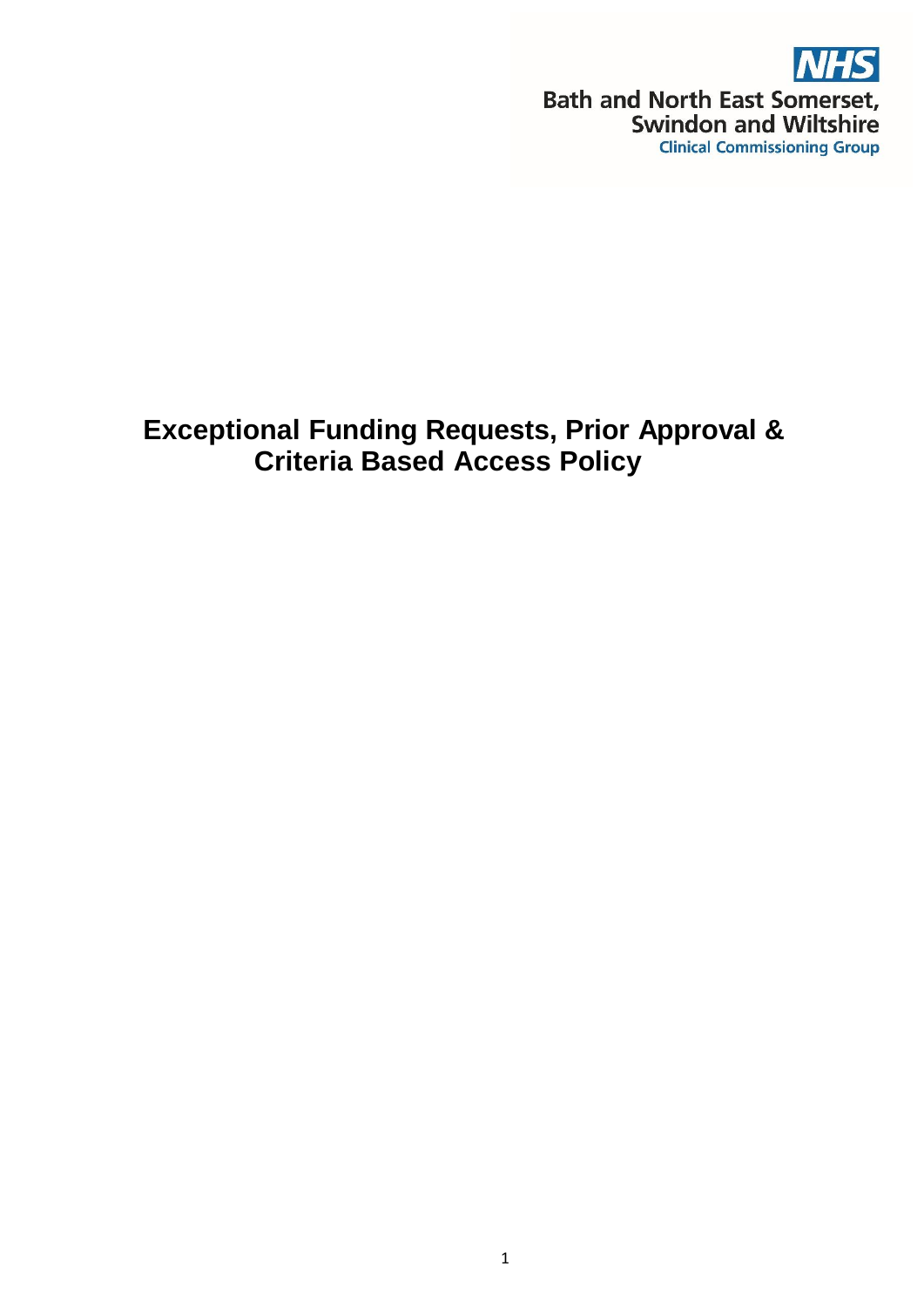NHS
Bath and North East Somerset,
Swindon and Wiltshire
Clinical Commissioning Group

# Exceptional Funding Requests, Prior Approval & Criteria Based Access Policy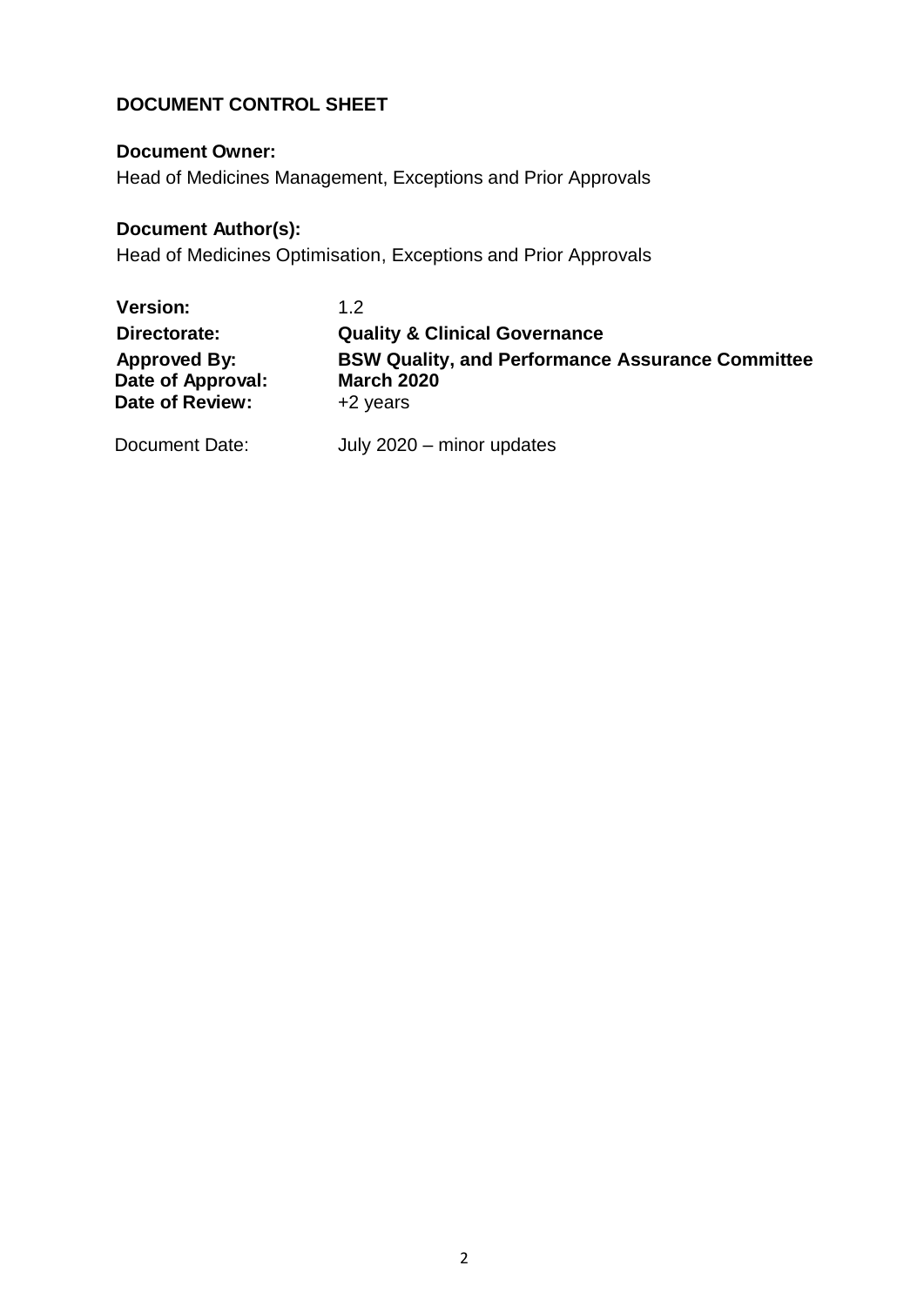**DOCUMENT CONTROL SHEET**

**Document Owner:**

Head of Medicines Management, Exceptions and Prior Approvals

**Document Author(s):**

Head of Medicines Optimisation, Exceptions and Prior Approvals

| | |
|---|---|
| **Version:** | 1.2 |
| **Directorate:** | **Quality & Clinical Governance** |
| **Approved By:** | **BSW Quality, and Performance Assurance Committee** |
| **Date of Approval:** | **March 2020** |
| **Date of Review:** | +2 years |
| Document Date: | July 2020 – minor updates |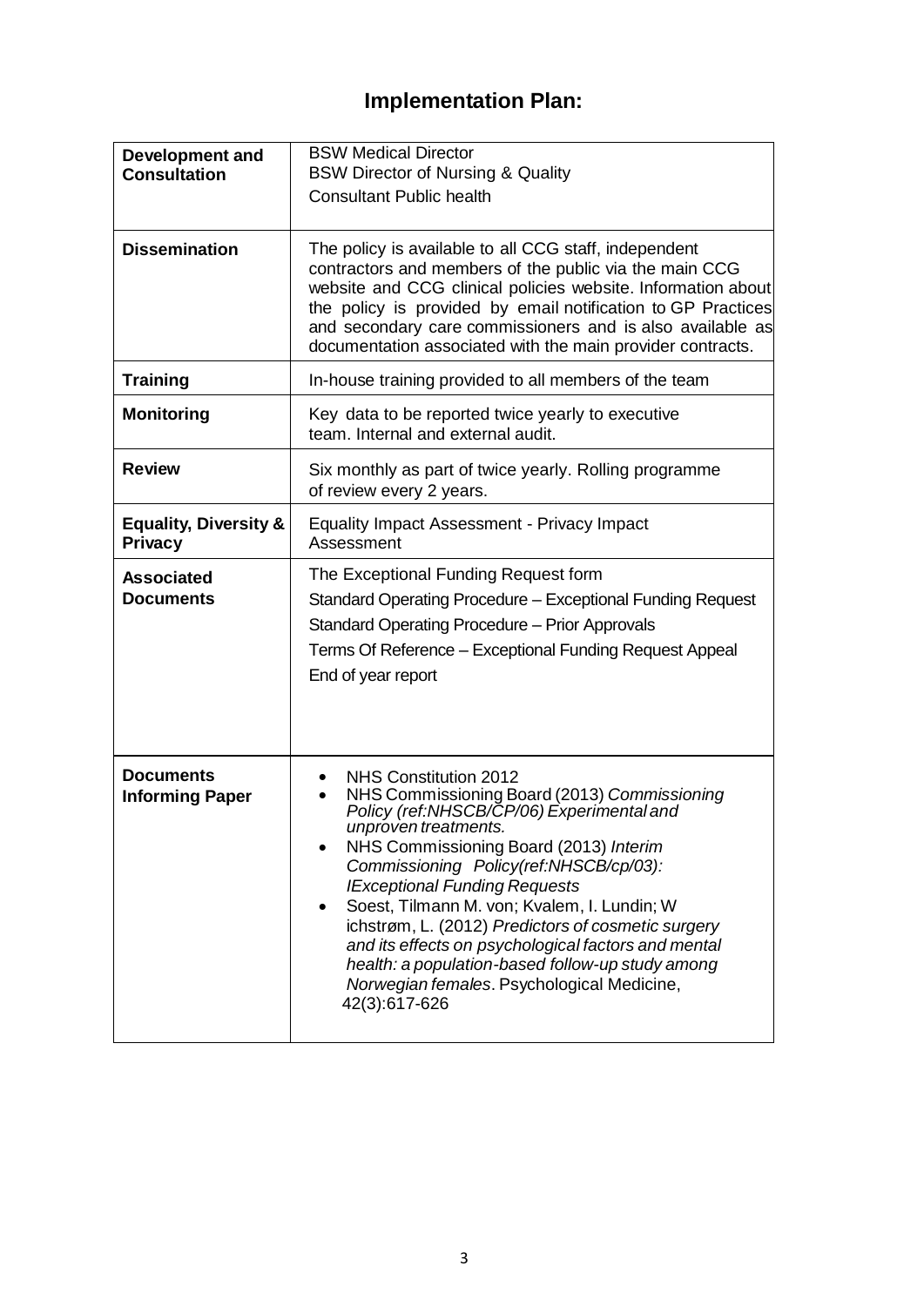# Implementation Plan:

| | |
|---|---|
| **Development and Consultation** | BSW Medical Director<br>BSW Director of Nursing & Quality<br>Consultant Public health |
| **Dissemination** | The policy is available to all CCG staff, independent contractors and members of the public via the main CCG website and CCG clinical policies website. Information about the policy is provided by email notification to GP Practices and secondary care commissioners and is also available as documentation associated with the main provider contracts. |
| **Training** | In-house training provided to all members of the team |
| **Monitoring** | Key data to be reported twice yearly to executive team. Internal and external audit. |
| **Review** | Six monthly as part of twice yearly. Rolling programme of review every 2 years. |
| **Equality, Diversity & Privacy** | Equality Impact Assessment - Privacy Impact Assessment |
| **Associated Documents** | The Exceptional Funding Request form<br>Standard Operating Procedure – Exceptional Funding Request<br>Standard Operating Procedure – Prior Approvals<br>Terms Of Reference – Exceptional Funding Request Appeal<br>End of year report |
| **Documents Informing Paper** | • NHS Constitution 2012<br>• NHS Commissioning Board (2013) *Commissioning Policy (ref:NHSCB/CP/06) Experimental and unproven treatments.*<br>• NHS Commissioning Board (2013) *Interim Commissioning Policy(ref:NHSCB/cp/03): IExceptional Funding Requests*<br>• Soest, Tilmann M. von; Kvalem, I. Lundin; W ichstrøm, L. (2012) *Predictors of cosmetic surgery and its effects on psychological factors and mental health: a population-based follow-up study among Norwegian females*. Psychological Medicine, 42(3):617-626 |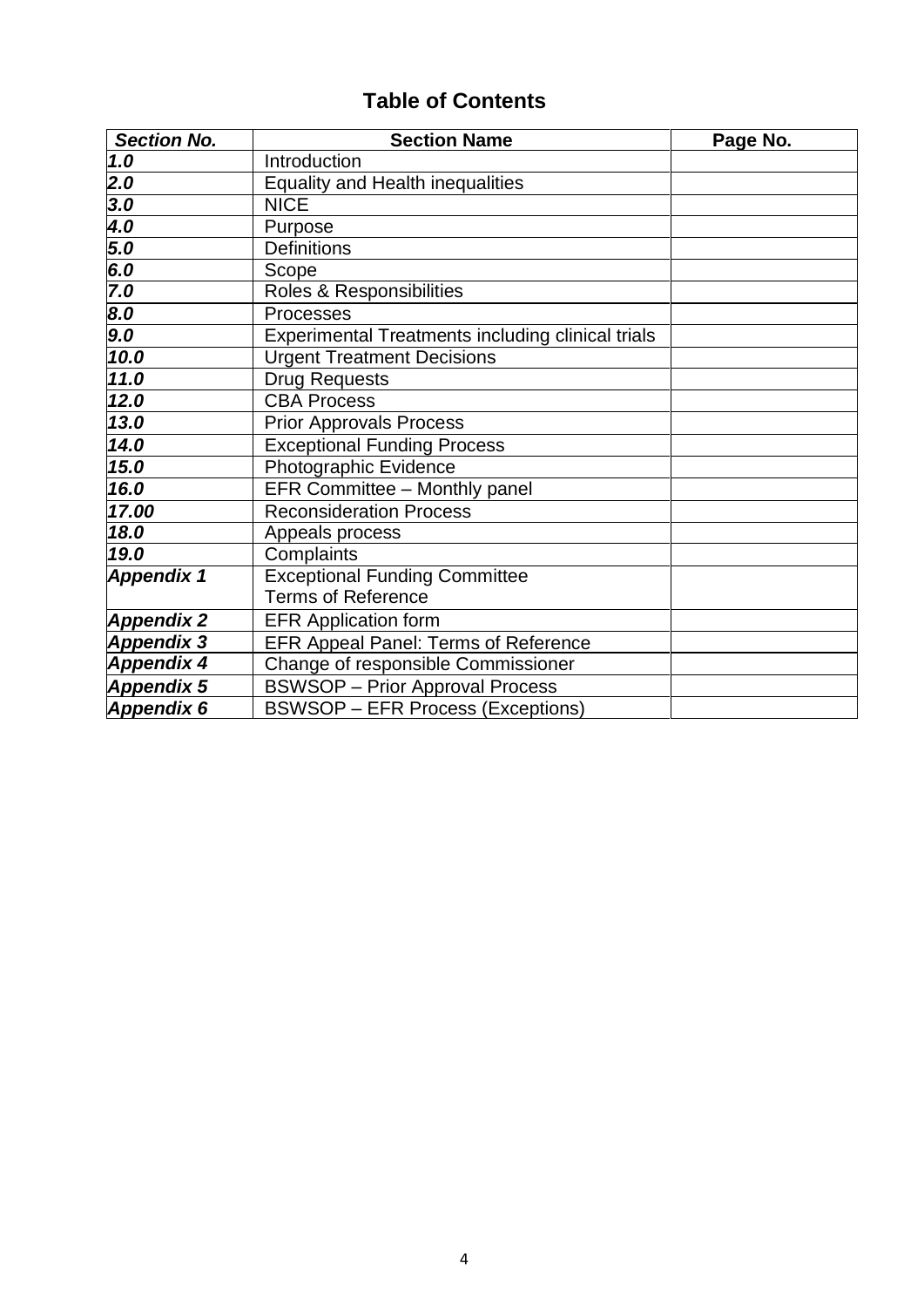# Table of Contents

| *Section No.* | Section Name | Page No. |
|---|---|---|
| ***1.0*** | Introduction | |
| ***2.0*** | Equality and Health inequalities | |
| ***3.0*** | NICE | |
| ***4.0*** | Purpose | |
| ***5.0*** | Definitions | |
| ***6.0*** | Scope | |
| ***7.0*** | Roles & Responsibilities | |
| ***8.0*** | Processes | |
| ***9.0*** | Experimental Treatments including clinical trials | |
| ***10.0*** | Urgent Treatment Decisions | |
| ***11.0*** | Drug Requests | |
| ***12.0*** | CBA Process | |
| ***13.0*** | Prior Approvals Process | |
| ***14.0*** | Exceptional Funding Process | |
| ***15.0*** | Photographic Evidence | |
| ***16.0*** | EFR Committee – Monthly panel | |
| ***17.00*** | Reconsideration Process | |
| ***18.0*** | Appeals process | |
| ***19.0*** | Complaints | |
| ***Appendix 1*** | Exceptional Funding Committee Terms of Reference | |
| ***Appendix 2*** | EFR Application form | |
| ***Appendix 3*** | EFR Appeal Panel: Terms of Reference | |
| ***Appendix 4*** | Change of responsible Commissioner | |
| ***Appendix 5*** | BSWSOP – Prior Approval Process | |
| ***Appendix 6*** | BSWSOP – EFR Process (Exceptions) | |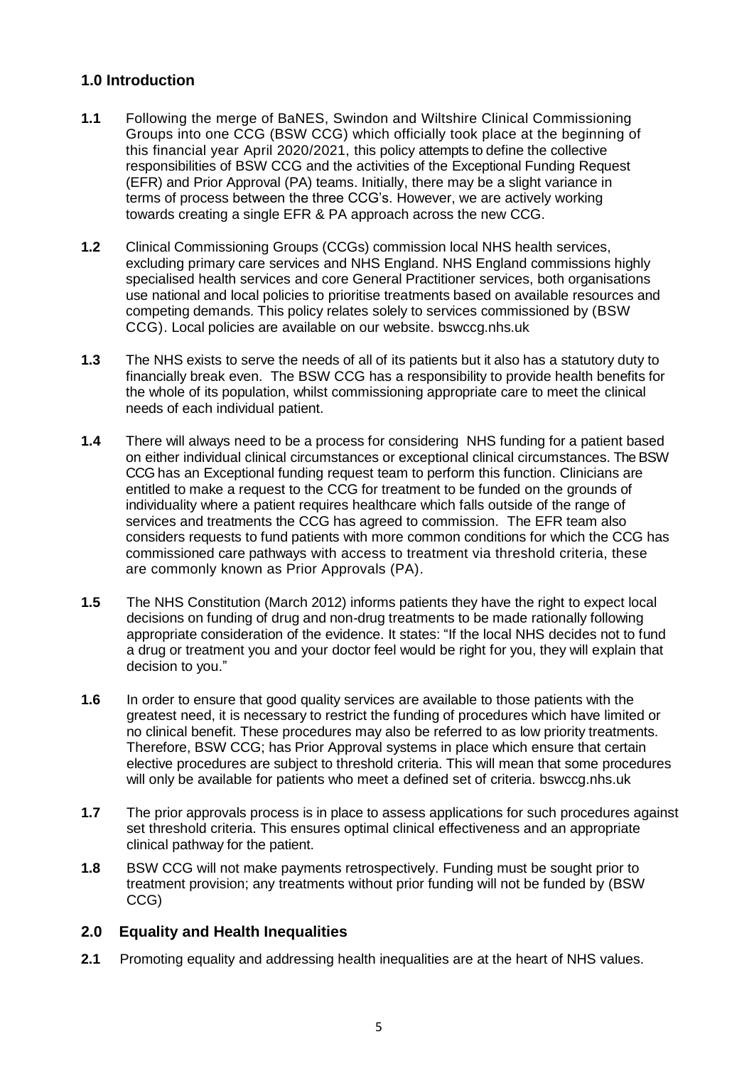## 1.0 Introduction

**1.1** Following the merge of BaNES, Swindon and Wiltshire Clinical Commissioning Groups into one CCG (BSW CCG) which officially took place at the beginning of this financial year April 2020/2021, this policy attempts to define the collective responsibilities of BSW CCG and the activities of the Exceptional Funding Request (EFR) and Prior Approval (PA) teams. Initially, there may be a slight variance in terms of process between the three CCG's. However, we are actively working towards creating a single EFR & PA approach across the new CCG.

**1.2** Clinical Commissioning Groups (CCGs) commission local NHS health services, excluding primary care services and NHS England. NHS England commissions highly specialised health services and core General Practitioner services, both organisations use national and local policies to prioritise treatments based on available resources and competing demands. This policy relates solely to services commissioned by (BSW CCG). Local policies are available on our website. bswccg.nhs.uk

**1.3** The NHS exists to serve the needs of all of its patients but it also has a statutory duty to financially break even. The BSW CCG has a responsibility to provide health benefits for the whole of its population, whilst commissioning appropriate care to meet the clinical needs of each individual patient.

**1.4** There will always need to be a process for considering NHS funding for a patient based on either individual clinical circumstances or exceptional clinical circumstances. The BSW CCG has an Exceptional funding request team to perform this function. Clinicians are entitled to make a request to the CCG for treatment to be funded on the grounds of individuality where a patient requires healthcare which falls outside of the range of services and treatments the CCG has agreed to commission. The EFR team also considers requests to fund patients with more common conditions for which the CCG has commissioned care pathways with access to treatment via threshold criteria, these are commonly known as Prior Approvals (PA).

**1.5** The NHS Constitution (March 2012) informs patients they have the right to expect local decisions on funding of drug and non-drug treatments to be made rationally following appropriate consideration of the evidence. It states: "If the local NHS decides not to fund a drug or treatment you and your doctor feel would be right for you, they will explain that decision to you."

**1.6** In order to ensure that good quality services are available to those patients with the greatest need, it is necessary to restrict the funding of procedures which have limited or no clinical benefit. These procedures may also be referred to as low priority treatments. Therefore, BSW CCG; has Prior Approval systems in place which ensure that certain elective procedures are subject to threshold criteria. This will mean that some procedures will only be available for patients who meet a defined set of criteria. bswccg.nhs.uk

**1.7** The prior approvals process is in place to assess applications for such procedures against set threshold criteria. This ensures optimal clinical effectiveness and an appropriate clinical pathway for the patient.

**1.8** BSW CCG will not make payments retrospectively. Funding must be sought prior to treatment provision; any treatments without prior funding will not be funded by (BSW CCG)

## 2.0 Equality and Health Inequalities

**2.1** Promoting equality and addressing health inequalities are at the heart of NHS values.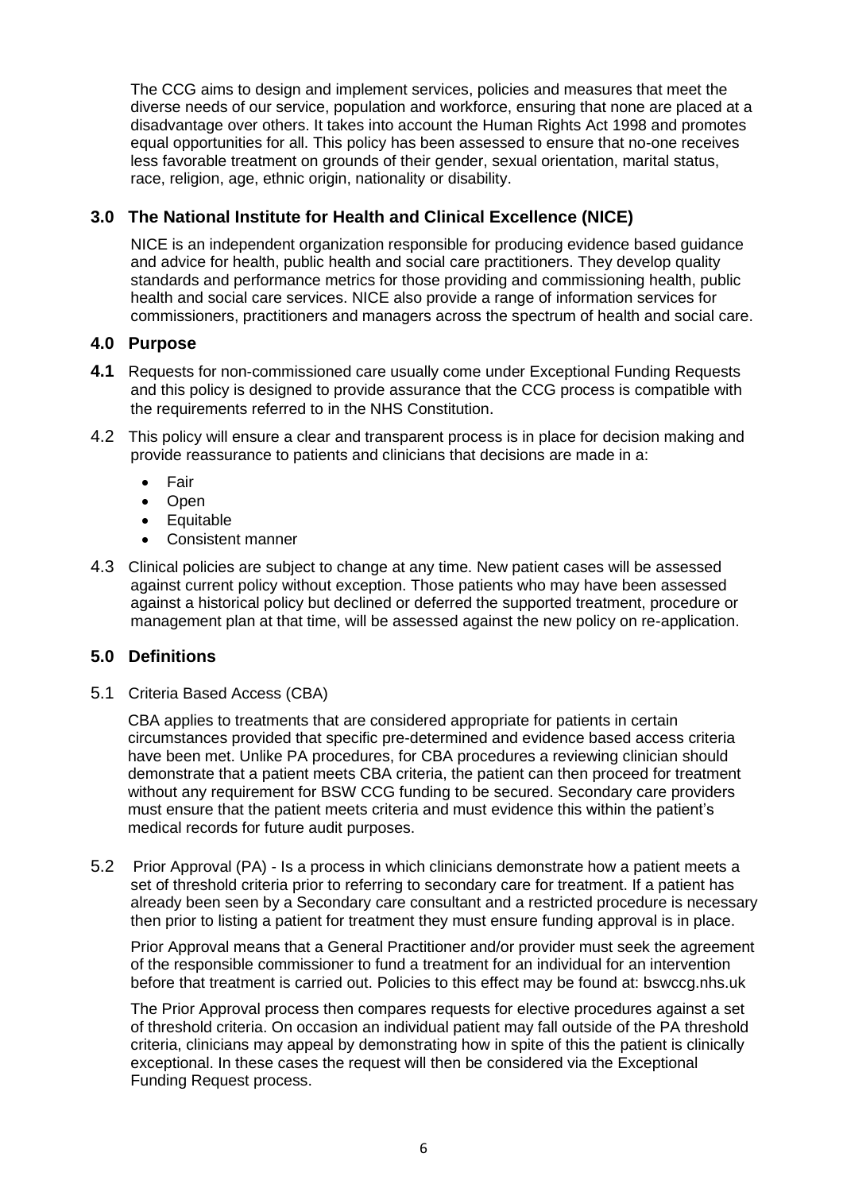The CCG aims to design and implement services, policies and measures that meet the diverse needs of our service, population and workforce, ensuring that none are placed at a disadvantage over others. It takes into account the Human Rights Act 1998 and promotes equal opportunities for all. This policy has been assessed to ensure that no-one receives less favorable treatment on grounds of their gender, sexual orientation, marital status, race, religion, age, ethnic origin, nationality or disability.

## 3.0 The National Institute for Health and Clinical Excellence (NICE)

NICE is an independent organization responsible for producing evidence based guidance and advice for health, public health and social care practitioners. They develop quality standards and performance metrics for those providing and commissioning health, public health and social care services. NICE also provide a range of information services for commissioners, practitioners and managers across the spectrum of health and social care.

## 4.0 Purpose

**4.1** Requests for non-commissioned care usually come under Exceptional Funding Requests and this policy is designed to provide assurance that the CCG process is compatible with the requirements referred to in the NHS Constitution.

4.2 This policy will ensure a clear and transparent process is in place for decision making and provide reassurance to patients and clinicians that decisions are made in a:

- Fair
- Open
- Equitable
- Consistent manner

4.3 Clinical policies are subject to change at any time. New patient cases will be assessed against current policy without exception. Those patients who may have been assessed against a historical policy but declined or deferred the supported treatment, procedure or management plan at that time, will be assessed against the new policy on re-application.

## 5.0 Definitions

5.1 Criteria Based Access (CBA)

CBA applies to treatments that are considered appropriate for patients in certain circumstances provided that specific pre-determined and evidence based access criteria have been met. Unlike PA procedures, for CBA procedures a reviewing clinician should demonstrate that a patient meets CBA criteria, the patient can then proceed for treatment without any requirement for BSW CCG funding to be secured. Secondary care providers must ensure that the patient meets criteria and must evidence this within the patient's medical records for future audit purposes.

5.2 Prior Approval (PA) - Is a process in which clinicians demonstrate how a patient meets a set of threshold criteria prior to referring to secondary care for treatment. If a patient has already been seen by a Secondary care consultant and a restricted procedure is necessary then prior to listing a patient for treatment they must ensure funding approval is in place.

Prior Approval means that a General Practitioner and/or provider must seek the agreement of the responsible commissioner to fund a treatment for an individual for an intervention before that treatment is carried out. Policies to this effect may be found at: bswccg.nhs.uk

The Prior Approval process then compares requests for elective procedures against a set of threshold criteria. On occasion an individual patient may fall outside of the PA threshold criteria, clinicians may appeal by demonstrating how in spite of this the patient is clinically exceptional. In these cases the request will then be considered via the Exceptional Funding Request process.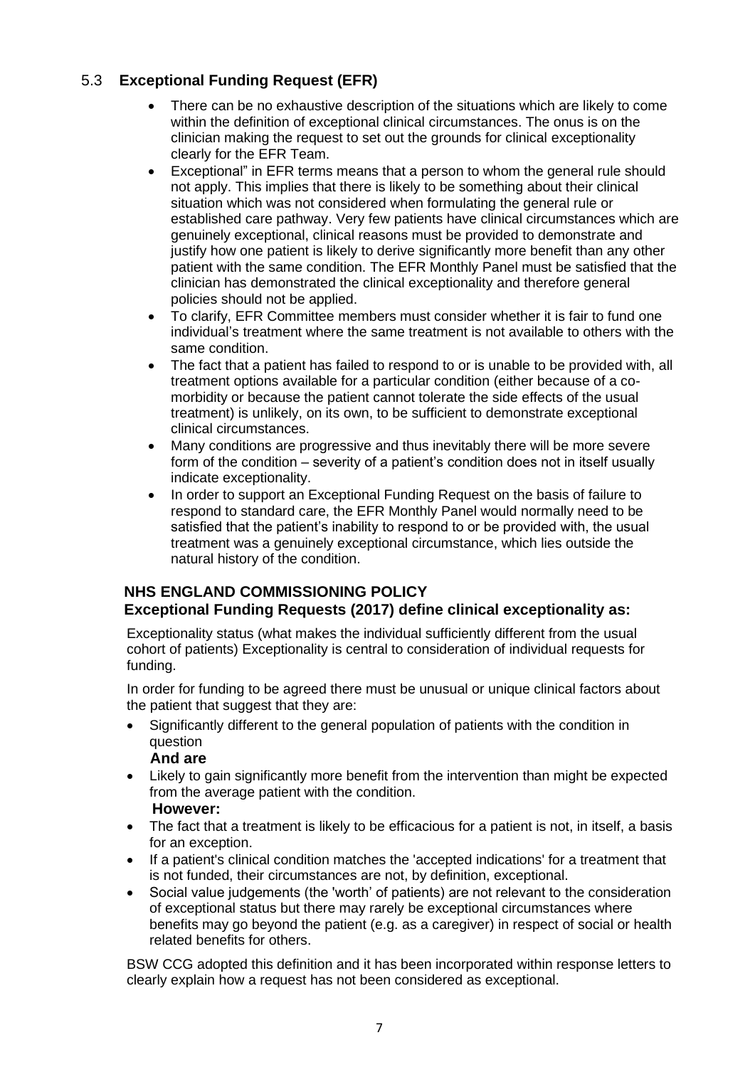## 5.3 Exceptional Funding Request (EFR)

- There can be no exhaustive description of the situations which are likely to come within the definition of exceptional clinical circumstances. The onus is on the clinician making the request to set out the grounds for clinical exceptionality clearly for the EFR Team.
- Exceptional" in EFR terms means that a person to whom the general rule should not apply. This implies that there is likely to be something about their clinical situation which was not considered when formulating the general rule or established care pathway. Very few patients have clinical circumstances which are genuinely exceptional, clinical reasons must be provided to demonstrate and justify how one patient is likely to derive significantly more benefit than any other patient with the same condition. The EFR Monthly Panel must be satisfied that the clinician has demonstrated the clinical exceptionality and therefore general policies should not be applied.
- To clarify, EFR Committee members must consider whether it is fair to fund one individual's treatment where the same treatment is not available to others with the same condition.
- The fact that a patient has failed to respond to or is unable to be provided with, all treatment options available for a particular condition (either because of a co-morbidity or because the patient cannot tolerate the side effects of the usual treatment) is unlikely, on its own, to be sufficient to demonstrate exceptional clinical circumstances.
- Many conditions are progressive and thus inevitably there will be more severe form of the condition – severity of a patient's condition does not in itself usually indicate exceptionality.
- In order to support an Exceptional Funding Request on the basis of failure to respond to standard care, the EFR Monthly Panel would normally need to be satisfied that the patient's inability to respond to or be provided with, the usual treatment was a genuinely exceptional circumstance, which lies outside the natural history of the condition.

### NHS ENGLAND COMMISSIONING POLICY
### Exceptional Funding Requests (2017) define clinical exceptionality as:

Exceptionality status (what makes the individual sufficiently different from the usual cohort of patients) Exceptionality is central to consideration of individual requests for funding.

In order for funding to be agreed there must be unusual or unique clinical factors about the patient that suggest that they are:

- Significantly different to the general population of patients with the condition in question

  **And are**

- Likely to gain significantly more benefit from the intervention than might be expected from the average patient with the condition.

  **However:**

- The fact that a treatment is likely to be efficacious for a patient is not, in itself, a basis for an exception.
- If a patient's clinical condition matches the 'accepted indications' for a treatment that is not funded, their circumstances are not, by definition, exceptional.
- Social value judgements (the 'worth' of patients) are not relevant to the consideration of exceptional status but there may rarely be exceptional circumstances where benefits may go beyond the patient (e.g. as a caregiver) in respect of social or health related benefits for others.

BSW CCG adopted this definition and it has been incorporated within response letters to clearly explain how a request has not been considered as exceptional.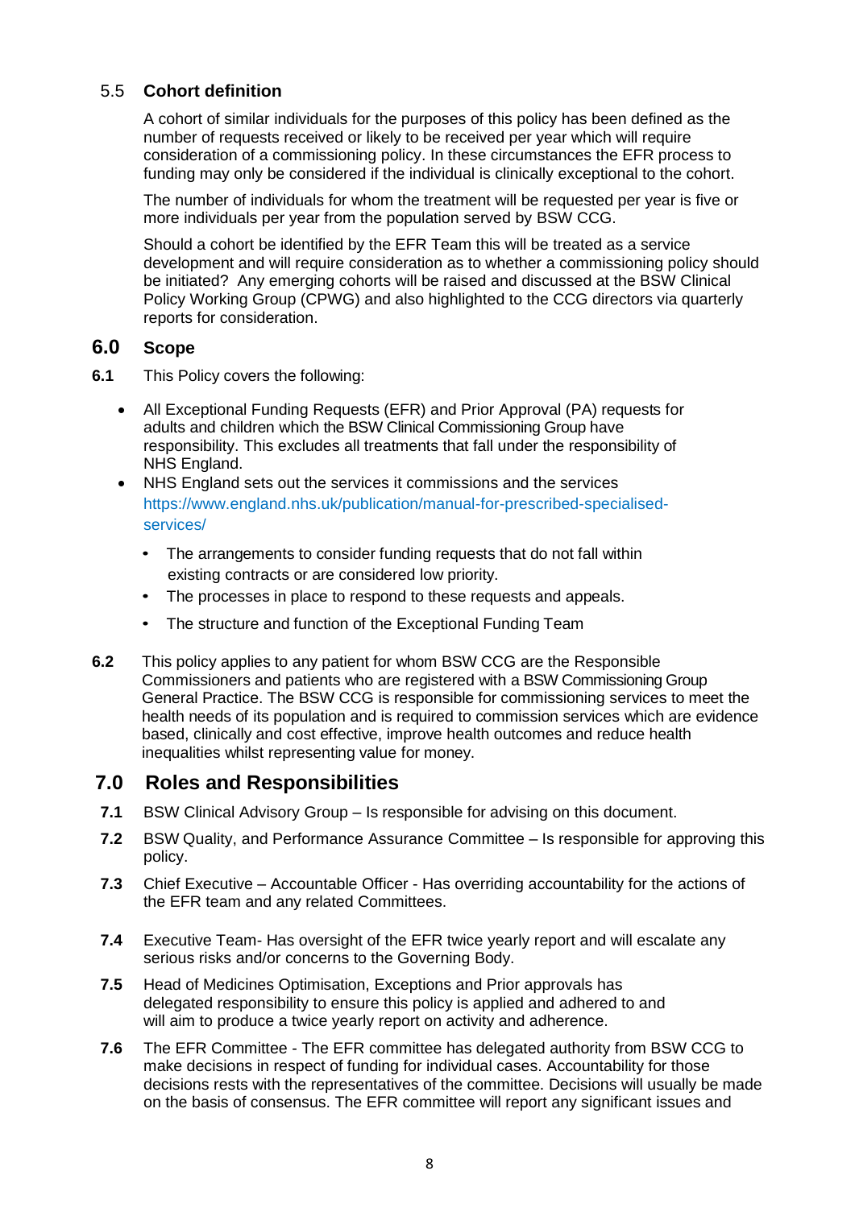### 5.5 Cohort definition

A cohort of similar individuals for the purposes of this policy has been defined as the number of requests received or likely to be received per year which will require consideration of a commissioning policy. In these circumstances the EFR process to funding may only be considered if the individual is clinically exceptional to the cohort.

The number of individuals for whom the treatment will be requested per year is five or more individuals per year from the population served by BSW CCG.

Should a cohort be identified by the EFR Team this will be treated as a service development and will require consideration as to whether a commissioning policy should be initiated? Any emerging cohorts will be raised and discussed at the BSW Clinical Policy Working Group (CPWG) and also highlighted to the CCG directors via quarterly reports for consideration.

## 6.0 Scope

**6.1** This Policy covers the following:

- All Exceptional Funding Requests (EFR) and Prior Approval (PA) requests for adults and children which the BSW Clinical Commissioning Group have responsibility. This excludes all treatments that fall under the responsibility of NHS England.
- NHS England sets out the services it commissions and the services https://www.england.nhs.uk/publication/manual-for-prescribed-specialised-services/
  - The arrangements to consider funding requests that do not fall within existing contracts or are considered low priority.
  - The processes in place to respond to these requests and appeals.
  - The structure and function of the Exceptional Funding Team

**6.2** This policy applies to any patient for whom BSW CCG are the Responsible Commissioners and patients who are registered with a BSW Commissioning Group General Practice. The BSW CCG is responsible for commissioning services to meet the health needs of its population and is required to commission services which are evidence based, clinically and cost effective, improve health outcomes and reduce health inequalities whilst representing value for money.

## 7.0 Roles and Responsibilities

**7.1** BSW Clinical Advisory Group – Is responsible for advising on this document.

**7.2** BSW Quality, and Performance Assurance Committee – Is responsible for approving this policy.

**7.3** Chief Executive – Accountable Officer - Has overriding accountability for the actions of the EFR team and any related Committees.

**7.4** Executive Team- Has oversight of the EFR twice yearly report and will escalate any serious risks and/or concerns to the Governing Body.

**7.5** Head of Medicines Optimisation, Exceptions and Prior approvals has delegated responsibility to ensure this policy is applied and adhered to and will aim to produce a twice yearly report on activity and adherence.

**7.6** The EFR Committee - The EFR committee has delegated authority from BSW CCG to make decisions in respect of funding for individual cases. Accountability for those decisions rests with the representatives of the committee. Decisions will usually be made on the basis of consensus. The EFR committee will report any significant issues and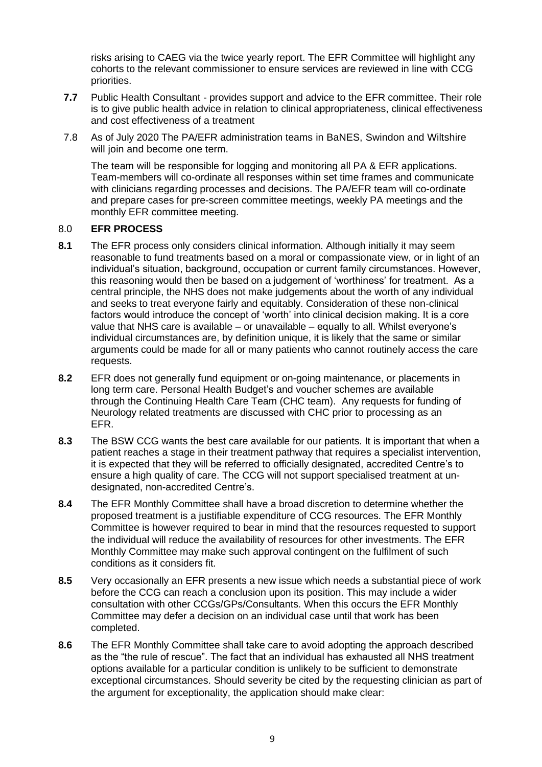risks arising to CAEG via the twice yearly report. The EFR Committee will highlight any cohorts to the relevant commissioner to ensure services are reviewed in line with CCG priorities.

**7.7** Public Health Consultant - provides support and advice to the EFR committee. Their role is to give public health advice in relation to clinical appropriateness, clinical effectiveness and cost effectiveness of a treatment

7.8 As of July 2020 The PA/EFR administration teams in BaNES, Swindon and Wiltshire will join and become one term.

The team will be responsible for logging and monitoring all PA & EFR applications. Team-members will co-ordinate all responses within set time frames and communicate with clinicians regarding processes and decisions. The PA/EFR team will co-ordinate and prepare cases for pre-screen committee meetings, weekly PA meetings and the monthly EFR committee meeting.

## 8.0 **EFR PROCESS**

**8.1** The EFR process only considers clinical information. Although initially it may seem reasonable to fund treatments based on a moral or compassionate view, or in light of an individual's situation, background, occupation or current family circumstances. However, this reasoning would then be based on a judgement of 'worthiness' for treatment. As a central principle, the NHS does not make judgements about the worth of any individual and seeks to treat everyone fairly and equitably. Consideration of these non-clinical factors would introduce the concept of 'worth' into clinical decision making. It is a core value that NHS care is available – or unavailable – equally to all. Whilst everyone's individual circumstances are, by definition unique, it is likely that the same or similar arguments could be made for all or many patients who cannot routinely access the care requests.

**8.2** EFR does not generally fund equipment or on-going maintenance, or placements in long term care. Personal Health Budget's and voucher schemes are available through the Continuing Health Care Team (CHC team). Any requests for funding of Neurology related treatments are discussed with CHC prior to processing as an EFR.

**8.3** The BSW CCG wants the best care available for our patients. It is important that when a patient reaches a stage in their treatment pathway that requires a specialist intervention, it is expected that they will be referred to officially designated, accredited Centre's to ensure a high quality of care. The CCG will not support specialised treatment at un-designated, non-accredited Centre's.

**8.4** The EFR Monthly Committee shall have a broad discretion to determine whether the proposed treatment is a justifiable expenditure of CCG resources. The EFR Monthly Committee is however required to bear in mind that the resources requested to support the individual will reduce the availability of resources for other investments. The EFR Monthly Committee may make such approval contingent on the fulfilment of such conditions as it considers fit.

**8.5** Very occasionally an EFR presents a new issue which needs a substantial piece of work before the CCG can reach a conclusion upon its position. This may include a wider consultation with other CCGs/GPs/Consultants. When this occurs the EFR Monthly Committee may defer a decision on an individual case until that work has been completed.

**8.6** The EFR Monthly Committee shall take care to avoid adopting the approach described as the "the rule of rescue". The fact that an individual has exhausted all NHS treatment options available for a particular condition is unlikely to be sufficient to demonstrate exceptional circumstances. Should severity be cited by the requesting clinician as part of the argument for exceptionality, the application should make clear: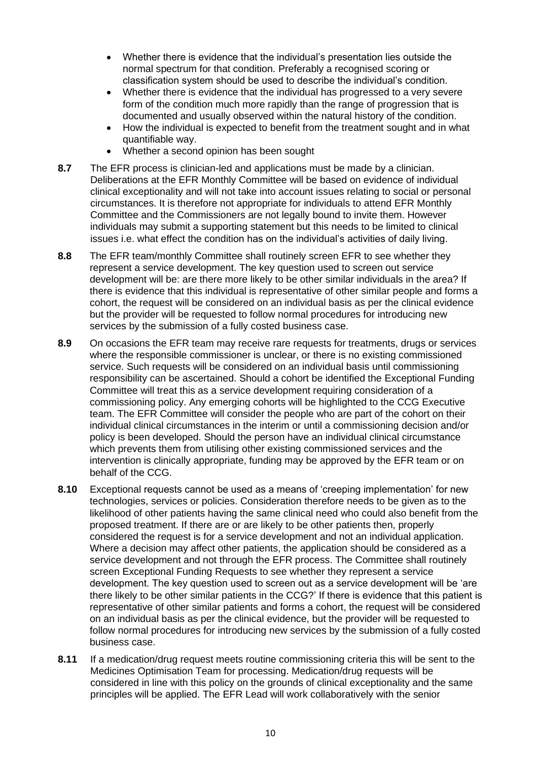- Whether there is evidence that the individual's presentation lies outside the normal spectrum for that condition. Preferably a recognised scoring or classification system should be used to describe the individual's condition.
- Whether there is evidence that the individual has progressed to a very severe form of the condition much more rapidly than the range of progression that is documented and usually observed within the natural history of the condition.
- How the individual is expected to benefit from the treatment sought and in what quantifiable way.
- Whether a second opinion has been sought

**8.7** The EFR process is clinician-led and applications must be made by a clinician. Deliberations at the EFR Monthly Committee will be based on evidence of individual clinical exceptionality and will not take into account issues relating to social or personal circumstances. It is therefore not appropriate for individuals to attend EFR Monthly Committee and the Commissioners are not legally bound to invite them. However individuals may submit a supporting statement but this needs to be limited to clinical issues i.e. what effect the condition has on the individual's activities of daily living.

**8.8** The EFR team/monthly Committee shall routinely screen EFR to see whether they represent a service development. The key question used to screen out service development will be: are there more likely to be other similar individuals in the area? If there is evidence that this individual is representative of other similar people and forms a cohort, the request will be considered on an individual basis as per the clinical evidence but the provider will be requested to follow normal procedures for introducing new services by the submission of a fully costed business case.

**8.9** On occasions the EFR team may receive rare requests for treatments, drugs or services where the responsible commissioner is unclear, or there is no existing commissioned service. Such requests will be considered on an individual basis until commissioning responsibility can be ascertained. Should a cohort be identified the Exceptional Funding Committee will treat this as a service development requiring consideration of a commissioning policy. Any emerging cohorts will be highlighted to the CCG Executive team. The EFR Committee will consider the people who are part of the cohort on their individual clinical circumstances in the interim or until a commissioning decision and/or policy is been developed. Should the person have an individual clinical circumstance which prevents them from utilising other existing commissioned services and the intervention is clinically appropriate, funding may be approved by the EFR team or on behalf of the CCG.

**8.10** Exceptional requests cannot be used as a means of 'creeping implementation' for new technologies, services or policies. Consideration therefore needs to be given as to the likelihood of other patients having the same clinical need who could also benefit from the proposed treatment. If there are or are likely to be other patients then, properly considered the request is for a service development and not an individual application. Where a decision may affect other patients, the application should be considered as a service development and not through the EFR process. The Committee shall routinely screen Exceptional Funding Requests to see whether they represent a service development. The key question used to screen out as a service development will be 'are there likely to be other similar patients in the CCG?' If there is evidence that this patient is representative of other similar patients and forms a cohort, the request will be considered on an individual basis as per the clinical evidence, but the provider will be requested to follow normal procedures for introducing new services by the submission of a fully costed business case.

**8.11** If a medication/drug request meets routine commissioning criteria this will be sent to the Medicines Optimisation Team for processing. Medication/drug requests will be considered in line with this policy on the grounds of clinical exceptionality and the same principles will be applied. The EFR Lead will work collaboratively with the senior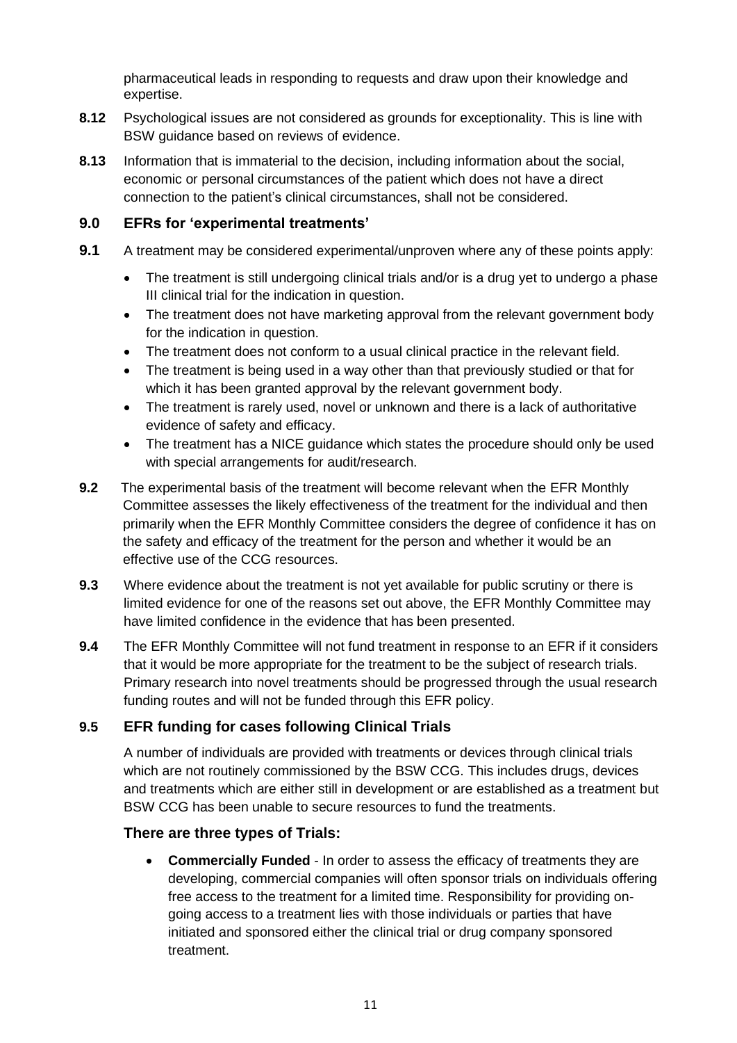pharmaceutical leads in responding to requests and draw upon their knowledge and expertise.

**8.12** Psychological issues are not considered as grounds for exceptionality. This is line with BSW guidance based on reviews of evidence.

**8.13** Information that is immaterial to the decision, including information about the social, economic or personal circumstances of the patient which does not have a direct connection to the patient's clinical circumstances, shall not be considered.

## 9.0 EFRs for 'experimental treatments'

**9.1** A treatment may be considered experimental/unproven where any of these points apply:

- The treatment is still undergoing clinical trials and/or is a drug yet to undergo a phase III clinical trial for the indication in question.
- The treatment does not have marketing approval from the relevant government body for the indication in question.
- The treatment does not conform to a usual clinical practice in the relevant field.
- The treatment is being used in a way other than that previously studied or that for which it has been granted approval by the relevant government body.
- The treatment is rarely used, novel or unknown and there is a lack of authoritative evidence of safety and efficacy.
- The treatment has a NICE guidance which states the procedure should only be used with special arrangements for audit/research.

**9.2** The experimental basis of the treatment will become relevant when the EFR Monthly Committee assesses the likely effectiveness of the treatment for the individual and then primarily when the EFR Monthly Committee considers the degree of confidence it has on the safety and efficacy of the treatment for the person and whether it would be an effective use of the CCG resources.

**9.3** Where evidence about the treatment is not yet available for public scrutiny or there is limited evidence for one of the reasons set out above, the EFR Monthly Committee may have limited confidence in the evidence that has been presented.

**9.4** The EFR Monthly Committee will not fund treatment in response to an EFR if it considers that it would be more appropriate for the treatment to be the subject of research trials. Primary research into novel treatments should be progressed through the usual research funding routes and will not be funded through this EFR policy.

### 9.5 EFR funding for cases following Clinical Trials

A number of individuals are provided with treatments or devices through clinical trials which are not routinely commissioned by the BSW CCG. This includes drugs, devices and treatments which are either still in development or are established as a treatment but BSW CCG has been unable to secure resources to fund the treatments.

### There are three types of Trials:

- **Commercially Funded** - In order to assess the efficacy of treatments they are developing, commercial companies will often sponsor trials on individuals offering free access to the treatment for a limited time. Responsibility for providing on-going access to a treatment lies with those individuals or parties that have initiated and sponsored either the clinical trial or drug company sponsored treatment.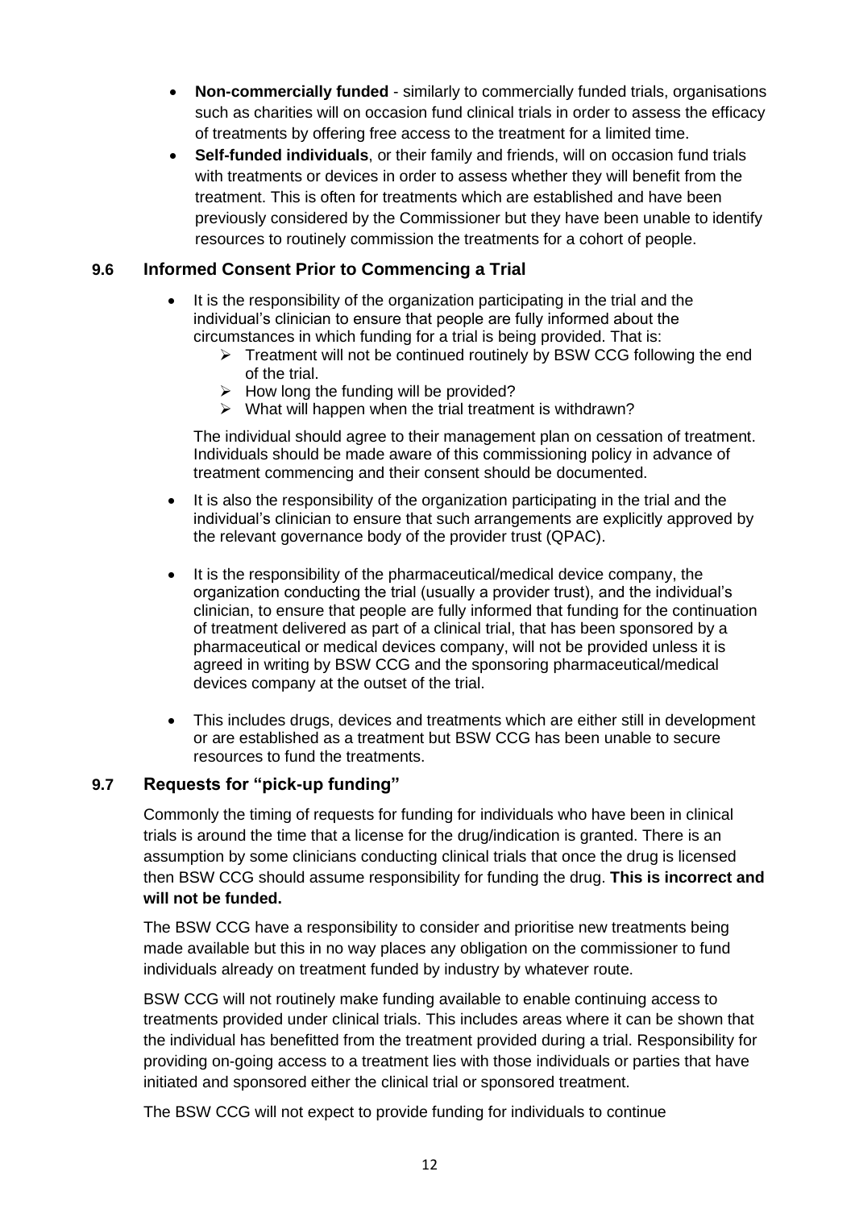- **Non-commercially funded** - similarly to commercially funded trials, organisations such as charities will on occasion fund clinical trials in order to assess the efficacy of treatments by offering free access to the treatment for a limited time.
- **Self-funded individuals**, or their family and friends, will on occasion fund trials with treatments or devices in order to assess whether they will benefit from the treatment. This is often for treatments which are established and have been previously considered by the Commissioner but they have been unable to identify resources to routinely commission the treatments for a cohort of people.

### 9.6 Informed Consent Prior to Commencing a Trial

- It is the responsibility of the organization participating in the trial and the individual's clinician to ensure that people are fully informed about the circumstances in which funding for a trial is being provided. That is:
  - Treatment will not be continued routinely by BSW CCG following the end of the trial.
  - How long the funding will be provided?
  - What will happen when the trial treatment is withdrawn?

  The individual should agree to their management plan on cessation of treatment. Individuals should be made aware of this commissioning policy in advance of treatment commencing and their consent should be documented.

- It is also the responsibility of the organization participating in the trial and the individual's clinician to ensure that such arrangements are explicitly approved by the relevant governance body of the provider trust (QPAC).

- It is the responsibility of the pharmaceutical/medical device company, the organization conducting the trial (usually a provider trust), and the individual's clinician, to ensure that people are fully informed that funding for the continuation of treatment delivered as part of a clinical trial, that has been sponsored by a pharmaceutical or medical devices company, will not be provided unless it is agreed in writing by BSW CCG and the sponsoring pharmaceutical/medical devices company at the outset of the trial.

- This includes drugs, devices and treatments which are either still in development or are established as a treatment but BSW CCG has been unable to secure resources to fund the treatments.

### 9.7 Requests for "pick-up funding"

Commonly the timing of requests for funding for individuals who have been in clinical trials is around the time that a license for the drug/indication is granted. There is an assumption by some clinicians conducting clinical trials that once the drug is licensed then BSW CCG should assume responsibility for funding the drug. **This is incorrect and will not be funded.**

The BSW CCG have a responsibility to consider and prioritise new treatments being made available but this in no way places any obligation on the commissioner to fund individuals already on treatment funded by industry by whatever route.

BSW CCG will not routinely make funding available to enable continuing access to treatments provided under clinical trials. This includes areas where it can be shown that the individual has benefitted from the treatment provided during a trial. Responsibility for providing on-going access to a treatment lies with those individuals or parties that have initiated and sponsored either the clinical trial or sponsored treatment.

The BSW CCG will not expect to provide funding for individuals to continue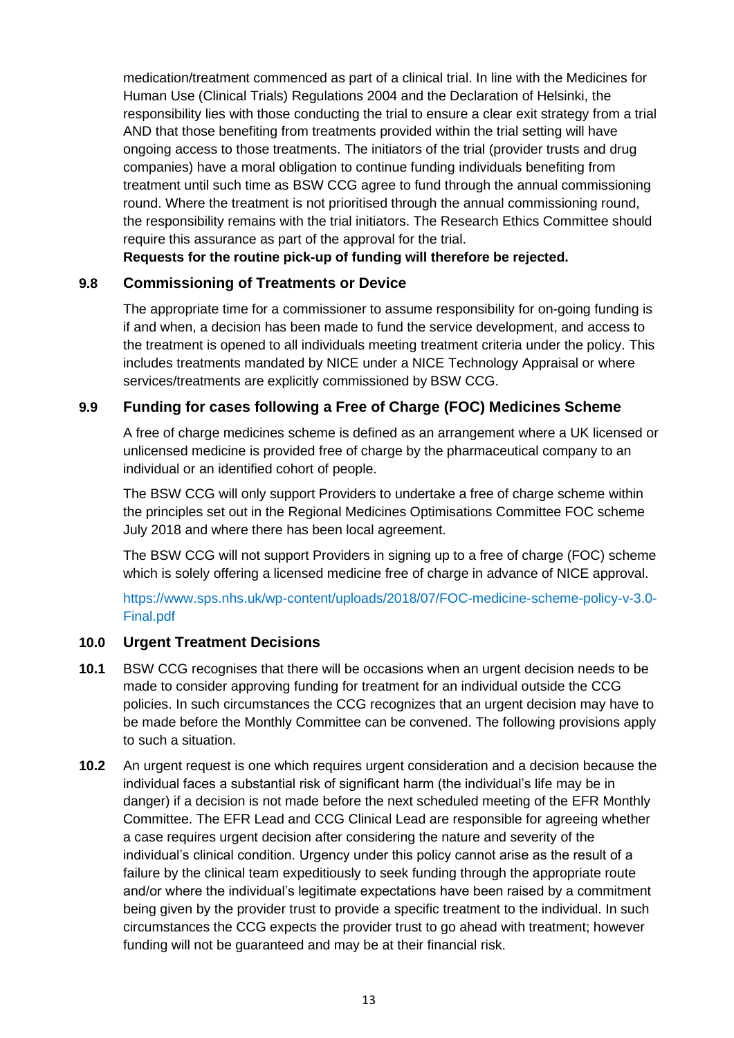medication/treatment commenced as part of a clinical trial. In line with the Medicines for Human Use (Clinical Trials) Regulations 2004 and the Declaration of Helsinki, the responsibility lies with those conducting the trial to ensure a clear exit strategy from a trial AND that those benefiting from treatments provided within the trial setting will have ongoing access to those treatments. The initiators of the trial (provider trusts and drug companies) have a moral obligation to continue funding individuals benefiting from treatment until such time as BSW CCG agree to fund through the annual commissioning round. Where the treatment is not prioritised through the annual commissioning round, the responsibility remains with the trial initiators. The Research Ethics Committee should require this assurance as part of the approval for the trial.

**Requests for the routine pick-up of funding will therefore be rejected.**

### 9.8 Commissioning of Treatments or Device

The appropriate time for a commissioner to assume responsibility for on-going funding is if and when, a decision has been made to fund the service development, and access to the treatment is opened to all individuals meeting treatment criteria under the policy. This includes treatments mandated by NICE under a NICE Technology Appraisal or where services/treatments are explicitly commissioned by BSW CCG.

### 9.9 Funding for cases following a Free of Charge (FOC) Medicines Scheme

A free of charge medicines scheme is defined as an arrangement where a UK licensed or unlicensed medicine is provided free of charge by the pharmaceutical company to an individual or an identified cohort of people.

The BSW CCG will only support Providers to undertake a free of charge scheme within the principles set out in the Regional Medicines Optimisations Committee FOC scheme July 2018 and where there has been local agreement.

The BSW CCG will not support Providers in signing up to a free of charge (FOC) scheme which is solely offering a licensed medicine free of charge in advance of NICE approval.

https://www.sps.nhs.uk/wp-content/uploads/2018/07/FOC-medicine-scheme-policy-v-3.0-Final.pdf

## 10.0 Urgent Treatment Decisions

**10.1** BSW CCG recognises that there will be occasions when an urgent decision needs to be made to consider approving funding for treatment for an individual outside the CCG policies. In such circumstances the CCG recognizes that an urgent decision may have to be made before the Monthly Committee can be convened. The following provisions apply to such a situation.

**10.2** An urgent request is one which requires urgent consideration and a decision because the individual faces a substantial risk of significant harm (the individual's life may be in danger) if a decision is not made before the next scheduled meeting of the EFR Monthly Committee. The EFR Lead and CCG Clinical Lead are responsible for agreeing whether a case requires urgent decision after considering the nature and severity of the individual's clinical condition. Urgency under this policy cannot arise as the result of a failure by the clinical team expeditiously to seek funding through the appropriate route and/or where the individual's legitimate expectations have been raised by a commitment being given by the provider trust to provide a specific treatment to the individual. In such circumstances the CCG expects the provider trust to go ahead with treatment; however funding will not be guaranteed and may be at their financial risk.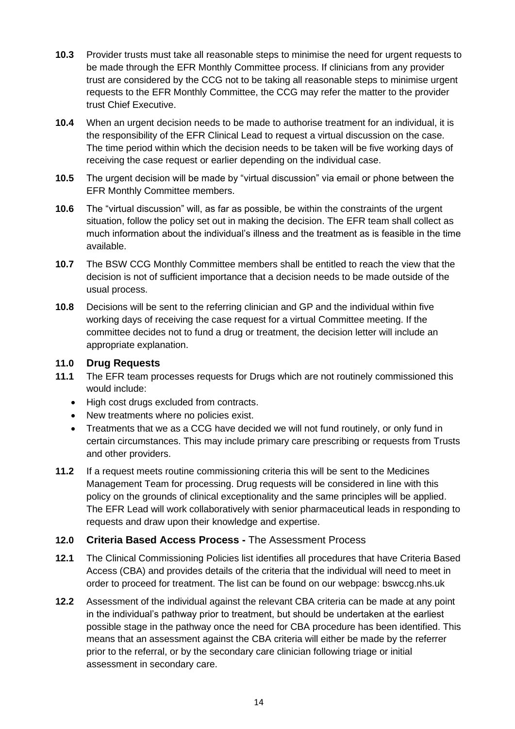**10.3** Provider trusts must take all reasonable steps to minimise the need for urgent requests to be made through the EFR Monthly Committee process. If clinicians from any provider trust are considered by the CCG not to be taking all reasonable steps to minimise urgent requests to the EFR Monthly Committee, the CCG may refer the matter to the provider trust Chief Executive.

**10.4** When an urgent decision needs to be made to authorise treatment for an individual, it is the responsibility of the EFR Clinical Lead to request a virtual discussion on the case. The time period within which the decision needs to be taken will be five working days of receiving the case request or earlier depending on the individual case.

**10.5** The urgent decision will be made by "virtual discussion" via email or phone between the EFR Monthly Committee members.

**10.6** The "virtual discussion" will, as far as possible, be within the constraints of the urgent situation, follow the policy set out in making the decision. The EFR team shall collect as much information about the individual's illness and the treatment as is feasible in the time available.

**10.7** The BSW CCG Monthly Committee members shall be entitled to reach the view that the decision is not of sufficient importance that a decision needs to be made outside of the usual process.

**10.8** Decisions will be sent to the referring clinician and GP and the individual within five working days of receiving the case request for a virtual Committee meeting. If the committee decides not to fund a drug or treatment, the decision letter will include an appropriate explanation.

## 11.0 Drug Requests

**11.1** The EFR team processes requests for Drugs which are not routinely commissioned this would include:

- High cost drugs excluded from contracts.
- New treatments where no policies exist.
- Treatments that we as a CCG have decided we will not fund routinely, or only fund in certain circumstances. This may include primary care prescribing or requests from Trusts and other providers.

**11.2** If a request meets routine commissioning criteria this will be sent to the Medicines Management Team for processing. Drug requests will be considered in line with this policy on the grounds of clinical exceptionality and the same principles will be applied. The EFR Lead will work collaboratively with senior pharmaceutical leads in responding to requests and draw upon their knowledge and expertise.

## 12.0 Criteria Based Access Process - The Assessment Process

**12.1** The Clinical Commissioning Policies list identifies all procedures that have Criteria Based Access (CBA) and provides details of the criteria that the individual will need to meet in order to proceed for treatment. The list can be found on our webpage: bswccg.nhs.uk

**12.2** Assessment of the individual against the relevant CBA criteria can be made at any point in the individual's pathway prior to treatment, but should be undertaken at the earliest possible stage in the pathway once the need for CBA procedure has been identified. This means that an assessment against the CBA criteria will either be made by the referrer prior to the referral, or by the secondary care clinician following triage or initial assessment in secondary care.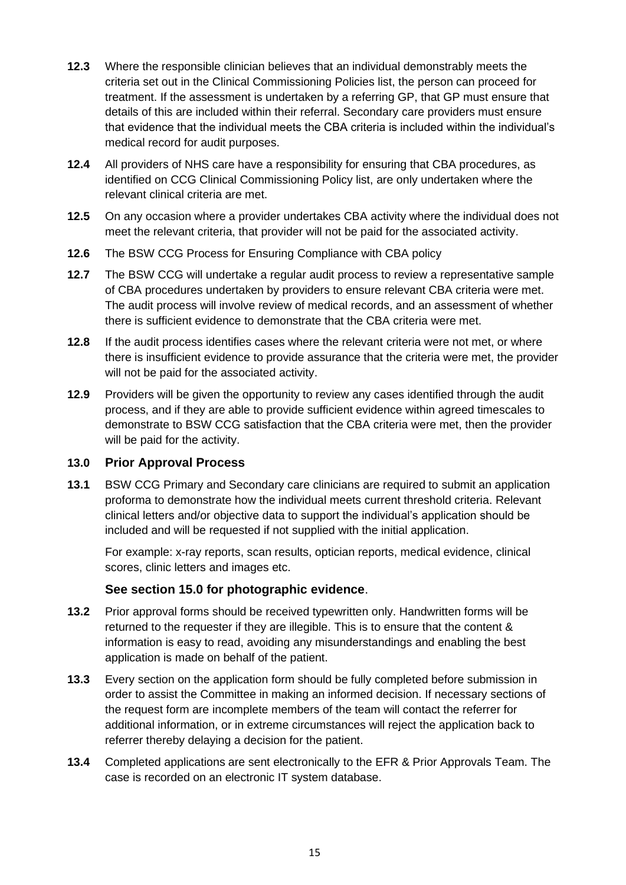**12.3** Where the responsible clinician believes that an individual demonstrably meets the criteria set out in the Clinical Commissioning Policies list, the person can proceed for treatment. If the assessment is undertaken by a referring GP, that GP must ensure that details of this are included within their referral. Secondary care providers must ensure that evidence that the individual meets the CBA criteria is included within the individual's medical record for audit purposes.

**12.4** All providers of NHS care have a responsibility for ensuring that CBA procedures, as identified on CCG Clinical Commissioning Policy list, are only undertaken where the relevant clinical criteria are met.

**12.5** On any occasion where a provider undertakes CBA activity where the individual does not meet the relevant criteria, that provider will not be paid for the associated activity.

**12.6** The BSW CCG Process for Ensuring Compliance with CBA policy

**12.7** The BSW CCG will undertake a regular audit process to review a representative sample of CBA procedures undertaken by providers to ensure relevant CBA criteria were met. The audit process will involve review of medical records, and an assessment of whether there is sufficient evidence to demonstrate that the CBA criteria were met.

**12.8** If the audit process identifies cases where the relevant criteria were not met, or where there is insufficient evidence to provide assurance that the criteria were met, the provider will not be paid for the associated activity.

**12.9** Providers will be given the opportunity to review any cases identified through the audit process, and if they are able to provide sufficient evidence within agreed timescales to demonstrate to BSW CCG satisfaction that the CBA criteria were met, then the provider will be paid for the activity.

## 13.0 Prior Approval Process

**13.1** BSW CCG Primary and Secondary care clinicians are required to submit an application proforma to demonstrate how the individual meets current threshold criteria. Relevant clinical letters and/or objective data to support the individual's application should be included and will be requested if not supplied with the initial application.

For example: x-ray reports, scan results, optician reports, medical evidence, clinical scores, clinic letters and images etc.

**See section 15.0 for photographic evidence**.

**13.2** Prior approval forms should be received typewritten only. Handwritten forms will be returned to the requester if they are illegible. This is to ensure that the content & information is easy to read, avoiding any misunderstandings and enabling the best application is made on behalf of the patient.

**13.3** Every section on the application form should be fully completed before submission in order to assist the Committee in making an informed decision. If necessary sections of the request form are incomplete members of the team will contact the referrer for additional information, or in extreme circumstances will reject the application back to referrer thereby delaying a decision for the patient.

**13.4** Completed applications are sent electronically to the EFR & Prior Approvals Team. The case is recorded on an electronic IT system database.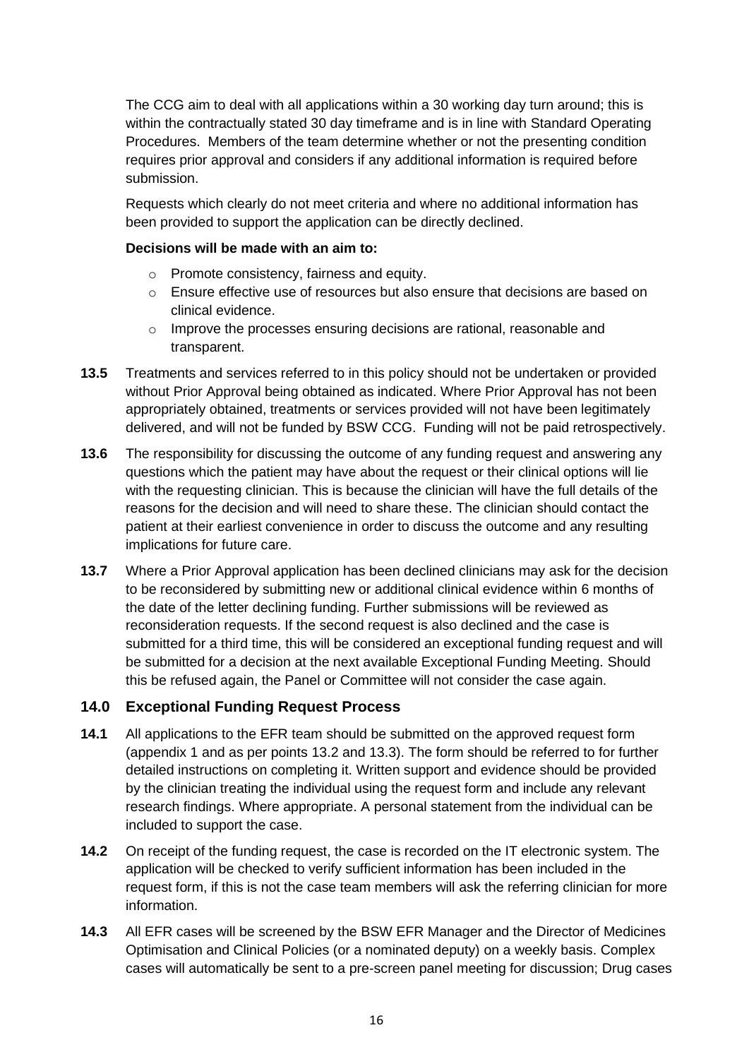The CCG aim to deal with all applications within a 30 working day turn around; this is within the contractually stated 30 day timeframe and is in line with Standard Operating Procedures. Members of the team determine whether or not the presenting condition requires prior approval and considers if any additional information is required before submission.

Requests which clearly do not meet criteria and where no additional information has been provided to support the application can be directly declined.

**Decisions will be made with an aim to:**

- Promote consistency, fairness and equity.
- Ensure effective use of resources but also ensure that decisions are based on clinical evidence.
- Improve the processes ensuring decisions are rational, reasonable and transparent.

**13.5** Treatments and services referred to in this policy should not be undertaken or provided without Prior Approval being obtained as indicated. Where Prior Approval has not been appropriately obtained, treatments or services provided will not have been legitimately delivered, and will not be funded by BSW CCG. Funding will not be paid retrospectively.

**13.6** The responsibility for discussing the outcome of any funding request and answering any questions which the patient may have about the request or their clinical options will lie with the requesting clinician. This is because the clinician will have the full details of the reasons for the decision and will need to share these. The clinician should contact the patient at their earliest convenience in order to discuss the outcome and any resulting implications for future care.

**13.7** Where a Prior Approval application has been declined clinicians may ask for the decision to be reconsidered by submitting new or additional clinical evidence within 6 months of the date of the letter declining funding. Further submissions will be reviewed as reconsideration requests. If the second request is also declined and the case is submitted for a third time, this will be considered an exceptional funding request and will be submitted for a decision at the next available Exceptional Funding Meeting. Should this be refused again, the Panel or Committee will not consider the case again.

## 14.0 Exceptional Funding Request Process

**14.1** All applications to the EFR team should be submitted on the approved request form (appendix 1 and as per points 13.2 and 13.3). The form should be referred to for further detailed instructions on completing it. Written support and evidence should be provided by the clinician treating the individual using the request form and include any relevant research findings. Where appropriate. A personal statement from the individual can be included to support the case.

**14.2** On receipt of the funding request, the case is recorded on the IT electronic system. The application will be checked to verify sufficient information has been included in the request form, if this is not the case team members will ask the referring clinician for more information.

**14.3** All EFR cases will be screened by the BSW EFR Manager and the Director of Medicines Optimisation and Clinical Policies (or a nominated deputy) on a weekly basis. Complex cases will automatically be sent to a pre-screen panel meeting for discussion; Drug cases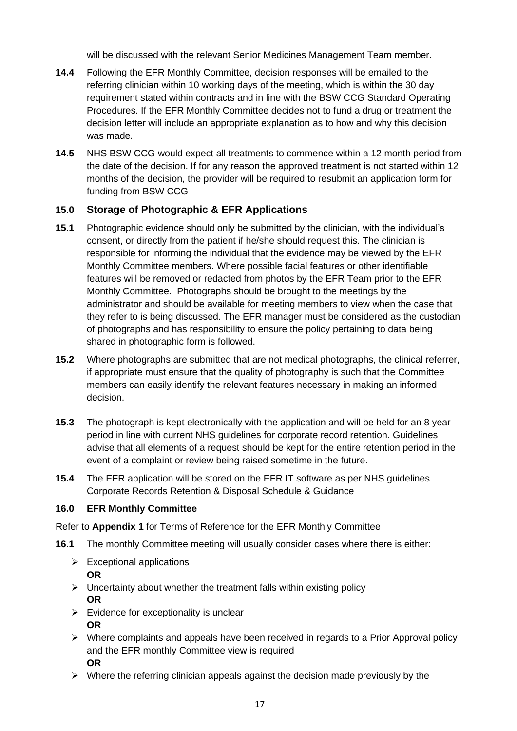will be discussed with the relevant Senior Medicines Management Team member.

**14.4** Following the EFR Monthly Committee, decision responses will be emailed to the referring clinician within 10 working days of the meeting, which is within the 30 day requirement stated within contracts and in line with the BSW CCG Standard Operating Procedures. If the EFR Monthly Committee decides not to fund a drug or treatment the decision letter will include an appropriate explanation as to how and why this decision was made.

**14.5** NHS BSW CCG would expect all treatments to commence within a 12 month period from the date of the decision. If for any reason the approved treatment is not started within 12 months of the decision, the provider will be required to resubmit an application form for funding from BSW CCG

## 15.0 Storage of Photographic & EFR Applications

**15.1** Photographic evidence should only be submitted by the clinician, with the individual's consent, or directly from the patient if he/she should request this. The clinician is responsible for informing the individual that the evidence may be viewed by the EFR Monthly Committee members. Where possible facial features or other identifiable features will be removed or redacted from photos by the EFR Team prior to the EFR Monthly Committee. Photographs should be brought to the meetings by the administrator and should be available for meeting members to view when the case that they refer to is being discussed. The EFR manager must be considered as the custodian of photographs and has responsibility to ensure the policy pertaining to data being shared in photographic form is followed.

**15.2** Where photographs are submitted that are not medical photographs, the clinical referrer, if appropriate must ensure that the quality of photography is such that the Committee members can easily identify the relevant features necessary in making an informed decision.

**15.3** The photograph is kept electronically with the application and will be held for an 8 year period in line with current NHS guidelines for corporate record retention. Guidelines advise that all elements of a request should be kept for the entire retention period in the event of a complaint or review being raised sometime in the future.

**15.4** The EFR application will be stored on the EFR IT software as per NHS guidelines Corporate Records Retention & Disposal Schedule & Guidance

## 16.0 EFR Monthly Committee

Refer to **Appendix 1** for Terms of Reference for the EFR Monthly Committee

**16.1** The monthly Committee meeting will usually consider cases where there is either:

- Exceptional applications
  **OR**
- Uncertainty about whether the treatment falls within existing policy
  **OR**
- Evidence for exceptionality is unclear
  **OR**
- Where complaints and appeals have been received in regards to a Prior Approval policy and the EFR monthly Committee view is required
  **OR**
- Where the referring clinician appeals against the decision made previously by the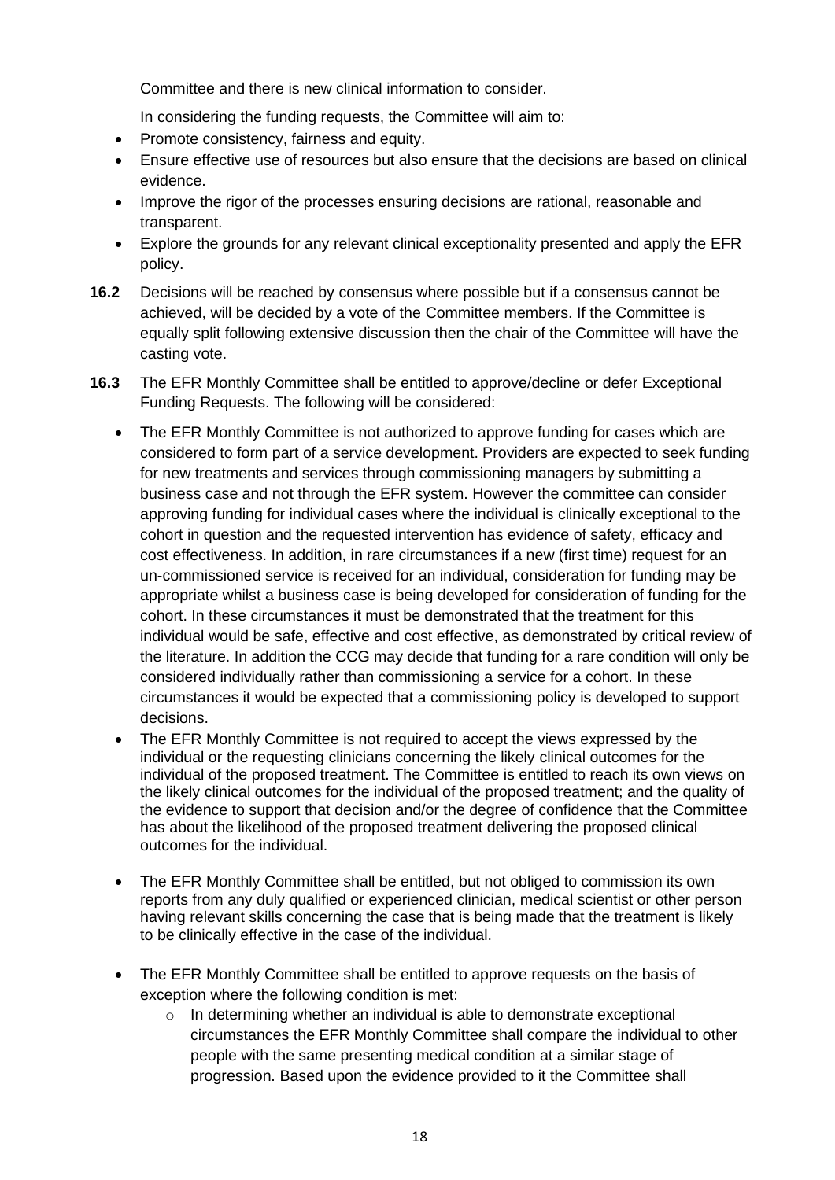Committee and there is new clinical information to consider.

In considering the funding requests, the Committee will aim to:

- Promote consistency, fairness and equity.
- Ensure effective use of resources but also ensure that the decisions are based on clinical evidence.
- Improve the rigor of the processes ensuring decisions are rational, reasonable and transparent.
- Explore the grounds for any relevant clinical exceptionality presented and apply the EFR policy.

**16.2** Decisions will be reached by consensus where possible but if a consensus cannot be achieved, will be decided by a vote of the Committee members. If the Committee is equally split following extensive discussion then the chair of the Committee will have the casting vote.

**16.3** The EFR Monthly Committee shall be entitled to approve/decline or defer Exceptional Funding Requests. The following will be considered:

- The EFR Monthly Committee is not authorized to approve funding for cases which are considered to form part of a service development. Providers are expected to seek funding for new treatments and services through commissioning managers by submitting a business case and not through the EFR system. However the committee can consider approving funding for individual cases where the individual is clinically exceptional to the cohort in question and the requested intervention has evidence of safety, efficacy and cost effectiveness. In addition, in rare circumstances if a new (first time) request for an un-commissioned service is received for an individual, consideration for funding may be appropriate whilst a business case is being developed for consideration of funding for the cohort. In these circumstances it must be demonstrated that the treatment for this individual would be safe, effective and cost effective, as demonstrated by critical review of the literature. In addition the CCG may decide that funding for a rare condition will only be considered individually rather than commissioning a service for a cohort. In these circumstances it would be expected that a commissioning policy is developed to support decisions.
- The EFR Monthly Committee is not required to accept the views expressed by the individual or the requesting clinicians concerning the likely clinical outcomes for the individual of the proposed treatment. The Committee is entitled to reach its own views on the likely clinical outcomes for the individual of the proposed treatment; and the quality of the evidence to support that decision and/or the degree of confidence that the Committee has about the likelihood of the proposed treatment delivering the proposed clinical outcomes for the individual.
- The EFR Monthly Committee shall be entitled, but not obliged to commission its own reports from any duly qualified or experienced clinician, medical scientist or other person having relevant skills concerning the case that is being made that the treatment is likely to be clinically effective in the case of the individual.
- The EFR Monthly Committee shall be entitled to approve requests on the basis of exception where the following condition is met:
  - In determining whether an individual is able to demonstrate exceptional circumstances the EFR Monthly Committee shall compare the individual to other people with the same presenting medical condition at a similar stage of progression. Based upon the evidence provided to it the Committee shall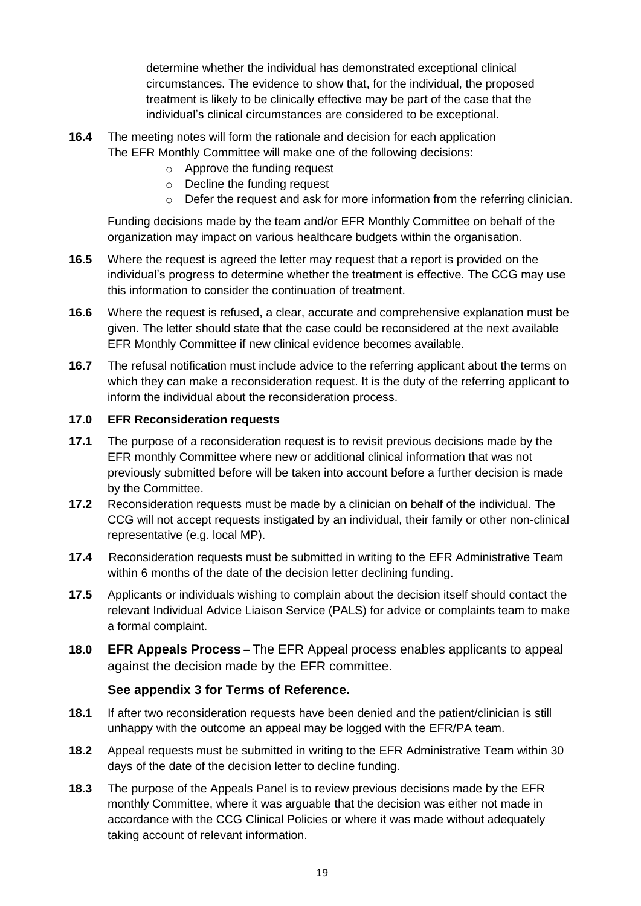determine whether the individual has demonstrated exceptional clinical circumstances. The evidence to show that, for the individual, the proposed treatment is likely to be clinically effective may be part of the case that the individual's clinical circumstances are considered to be exceptional.

**16.4** The meeting notes will form the rationale and decision for each application The EFR Monthly Committee will make one of the following decisions:

- Approve the funding request
- Decline the funding request
- Defer the request and ask for more information from the referring clinician.

Funding decisions made by the team and/or EFR Monthly Committee on behalf of the organization may impact on various healthcare budgets within the organisation.

**16.5** Where the request is agreed the letter may request that a report is provided on the individual's progress to determine whether the treatment is effective. The CCG may use this information to consider the continuation of treatment.

**16.6** Where the request is refused, a clear, accurate and comprehensive explanation must be given. The letter should state that the case could be reconsidered at the next available EFR Monthly Committee if new clinical evidence becomes available.

**16.7** The refusal notification must include advice to the referring applicant about the terms on which they can make a reconsideration request. It is the duty of the referring applicant to inform the individual about the reconsideration process.

## 17.0 EFR Reconsideration requests

**17.1** The purpose of a reconsideration request is to revisit previous decisions made by the EFR monthly Committee where new or additional clinical information that was not previously submitted before will be taken into account before a further decision is made by the Committee.

**17.2** Reconsideration requests must be made by a clinician on behalf of the individual. The CCG will not accept requests instigated by an individual, their family or other non-clinical representative (e.g. local MP).

**17.4** Reconsideration requests must be submitted in writing to the EFR Administrative Team within 6 months of the date of the decision letter declining funding.

**17.5** Applicants or individuals wishing to complain about the decision itself should contact the relevant Individual Advice Liaison Service (PALS) for advice or complaints team to make a formal complaint.

## 18.0 EFR Appeals Process – The EFR Appeal process enables applicants to appeal against the decision made by the EFR committee.

**See appendix 3 for Terms of Reference.**

**18.1** If after two reconsideration requests have been denied and the patient/clinician is still unhappy with the outcome an appeal may be logged with the EFR/PA team.

**18.2** Appeal requests must be submitted in writing to the EFR Administrative Team within 30 days of the date of the decision letter to decline funding.

**18.3** The purpose of the Appeals Panel is to review previous decisions made by the EFR monthly Committee, where it was arguable that the decision was either not made in accordance with the CCG Clinical Policies or where it was made without adequately taking account of relevant information.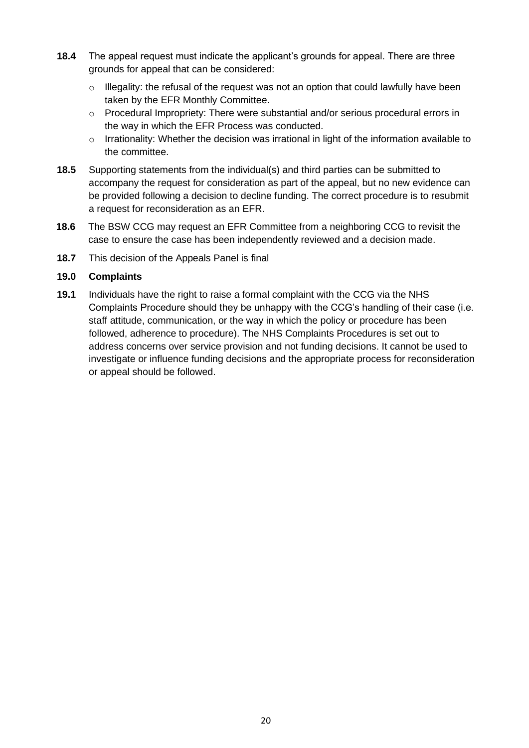**18.4** The appeal request must indicate the applicant's grounds for appeal. There are three grounds for appeal that can be considered:

- Illegality: the refusal of the request was not an option that could lawfully have been taken by the EFR Monthly Committee.
- Procedural Impropriety: There were substantial and/or serious procedural errors in the way in which the EFR Process was conducted.
- Irrationality: Whether the decision was irrational in light of the information available to the committee.

**18.5** Supporting statements from the individual(s) and third parties can be submitted to accompany the request for consideration as part of the appeal, but no new evidence can be provided following a decision to decline funding. The correct procedure is to resubmit a request for reconsideration as an EFR.

**18.6** The BSW CCG may request an EFR Committee from a neighboring CCG to revisit the case to ensure the case has been independently reviewed and a decision made.

**18.7** This decision of the Appeals Panel is final

## 19.0 Complaints

**19.1** Individuals have the right to raise a formal complaint with the CCG via the NHS Complaints Procedure should they be unhappy with the CCG's handling of their case (i.e. staff attitude, communication, or the way in which the policy or procedure has been followed, adherence to procedure). The NHS Complaints Procedures is set out to address concerns over service provision and not funding decisions. It cannot be used to investigate or influence funding decisions and the appropriate process for reconsideration or appeal should be followed.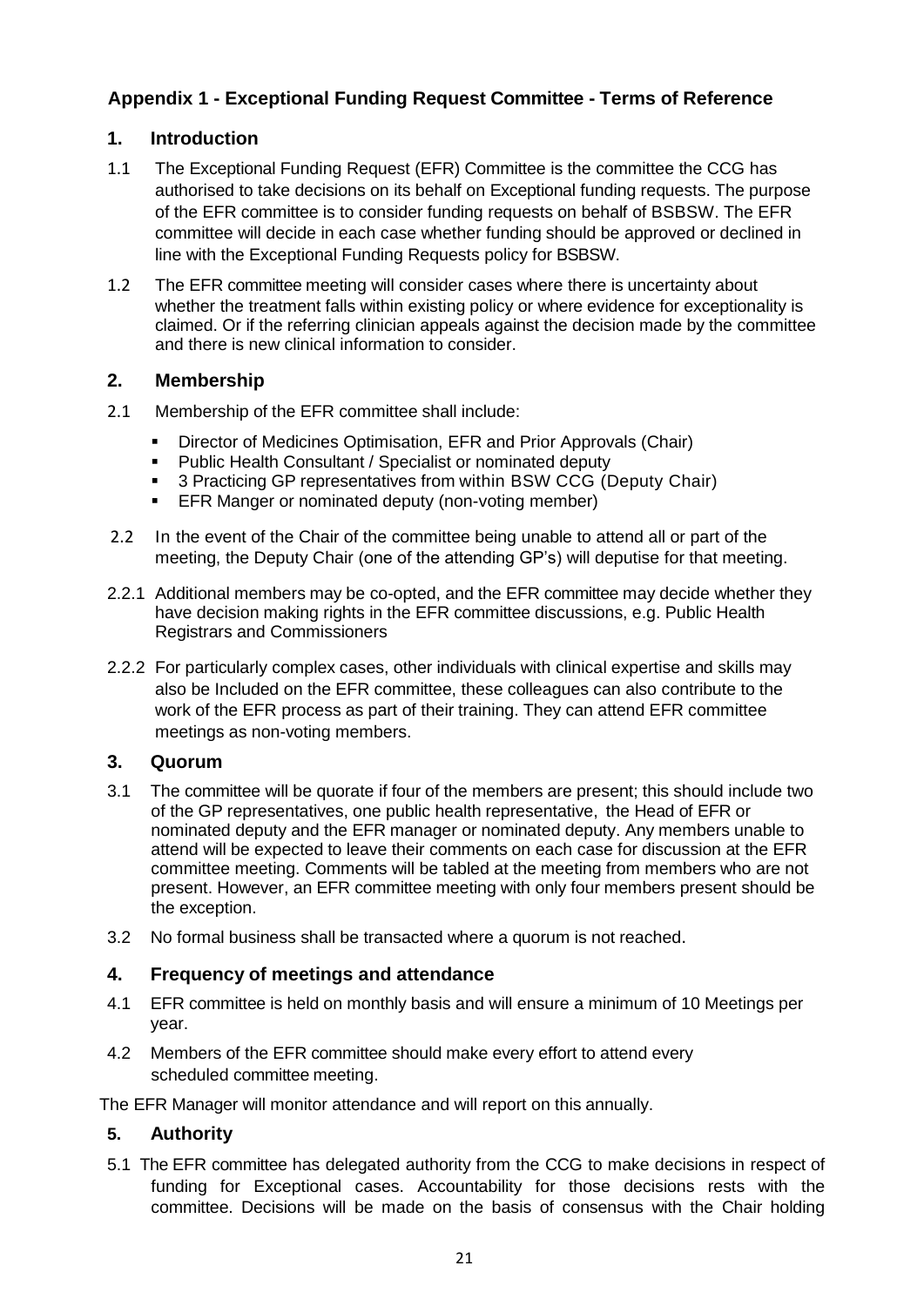## Appendix 1 - Exceptional Funding Request Committee - Terms of Reference

### 1. Introduction

1.1 The Exceptional Funding Request (EFR) Committee is the committee the CCG has authorised to take decisions on its behalf on Exceptional funding requests. The purpose of the EFR committee is to consider funding requests on behalf of BSBSW. The EFR committee will decide in each case whether funding should be approved or declined in line with the Exceptional Funding Requests policy for BSBSW.

1.2 The EFR committee meeting will consider cases where there is uncertainty about whether the treatment falls within existing policy or where evidence for exceptionality is claimed. Or if the referring clinician appeals against the decision made by the committee and there is new clinical information to consider.

### 2. Membership

2.1 Membership of the EFR committee shall include:

- Director of Medicines Optimisation, EFR and Prior Approvals (Chair)
- Public Health Consultant / Specialist or nominated deputy
- 3 Practicing GP representatives from within BSW CCG (Deputy Chair)
- EFR Manger or nominated deputy (non-voting member)

2.2 In the event of the Chair of the committee being unable to attend all or part of the meeting, the Deputy Chair (one of the attending GP's) will deputise for that meeting.

2.2.1 Additional members may be co-opted, and the EFR committee may decide whether they have decision making rights in the EFR committee discussions, e.g. Public Health Registrars and Commissioners

2.2.2 For particularly complex cases, other individuals with clinical expertise and skills may also be Included on the EFR committee, these colleagues can also contribute to the work of the EFR process as part of their training. They can attend EFR committee meetings as non-voting members.

### 3. Quorum

3.1 The committee will be quorate if four of the members are present; this should include two of the GP representatives, one public health representative, the Head of EFR or nominated deputy and the EFR manager or nominated deputy. Any members unable to attend will be expected to leave their comments on each case for discussion at the EFR committee meeting. Comments will be tabled at the meeting from members who are not present. However, an EFR committee meeting with only four members present should be the exception.

3.2 No formal business shall be transacted where a quorum is not reached.

### 4. Frequency of meetings and attendance

4.1 EFR committee is held on monthly basis and will ensure a minimum of 10 Meetings per year.

4.2 Members of the EFR committee should make every effort to attend every scheduled committee meeting.

The EFR Manager will monitor attendance and will report on this annually.

### 5. Authority

5.1 The EFR committee has delegated authority from the CCG to make decisions in respect of funding for Exceptional cases. Accountability for those decisions rests with the committee. Decisions will be made on the basis of consensus with the Chair holding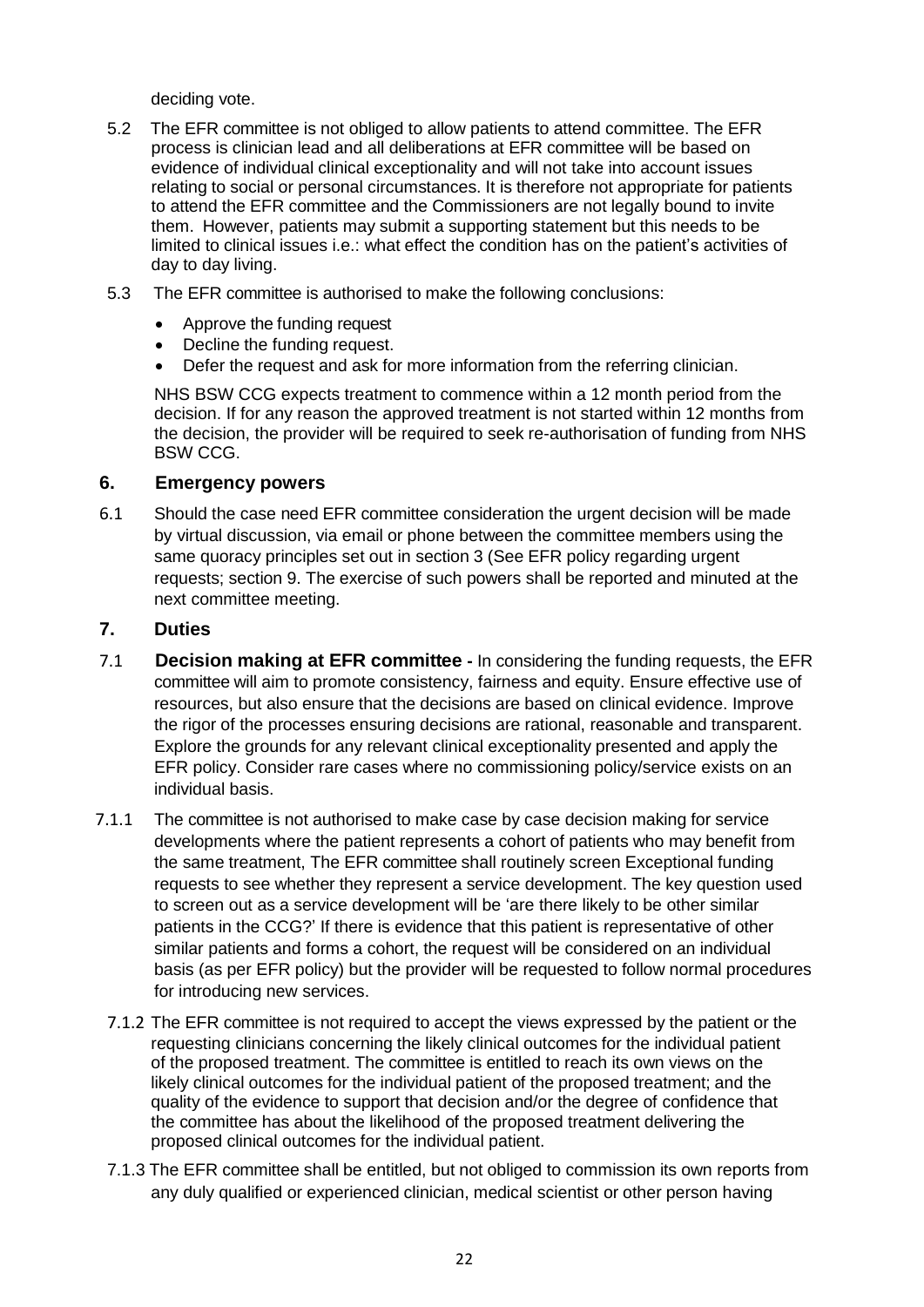deciding vote.

5.2 The EFR committee is not obliged to allow patients to attend committee. The EFR process is clinician lead and all deliberations at EFR committee will be based on evidence of individual clinical exceptionality and will not take into account issues relating to social or personal circumstances. It is therefore not appropriate for patients to attend the EFR committee and the Commissioners are not legally bound to invite them. However, patients may submit a supporting statement but this needs to be limited to clinical issues i.e.: what effect the condition has on the patient's activities of day to day living.

5.3 The EFR committee is authorised to make the following conclusions:

- Approve the funding request
- Decline the funding request.
- Defer the request and ask for more information from the referring clinician.

NHS BSW CCG expects treatment to commence within a 12 month period from the decision. If for any reason the approved treatment is not started within 12 months from the decision, the provider will be required to seek re-authorisation of funding from NHS BSW CCG.

## 6. Emergency powers

6.1 Should the case need EFR committee consideration the urgent decision will be made by virtual discussion, via email or phone between the committee members using the same quoracy principles set out in section 3 (See EFR policy regarding urgent requests; section 9. The exercise of such powers shall be reported and minuted at the next committee meeting.

## 7. Duties

7.1 **Decision making at EFR committee -** In considering the funding requests, the EFR committee will aim to promote consistency, fairness and equity. Ensure effective use of resources, but also ensure that the decisions are based on clinical evidence. Improve the rigor of the processes ensuring decisions are rational, reasonable and transparent. Explore the grounds for any relevant clinical exceptionality presented and apply the EFR policy. Consider rare cases where no commissioning policy/service exists on an individual basis.

7.1.1 The committee is not authorised to make case by case decision making for service developments where the patient represents a cohort of patients who may benefit from the same treatment, The EFR committee shall routinely screen Exceptional funding requests to see whether they represent a service development. The key question used to screen out as a service development will be 'are there likely to be other similar patients in the CCG?' If there is evidence that this patient is representative of other similar patients and forms a cohort, the request will be considered on an individual basis (as per EFR policy) but the provider will be requested to follow normal procedures for introducing new services.

7.1.2 The EFR committee is not required to accept the views expressed by the patient or the requesting clinicians concerning the likely clinical outcomes for the individual patient of the proposed treatment. The committee is entitled to reach its own views on the likely clinical outcomes for the individual patient of the proposed treatment; and the quality of the evidence to support that decision and/or the degree of confidence that the committee has about the likelihood of the proposed treatment delivering the proposed clinical outcomes for the individual patient.

7.1.3 The EFR committee shall be entitled, but not obliged to commission its own reports from any duly qualified or experienced clinician, medical scientist or other person having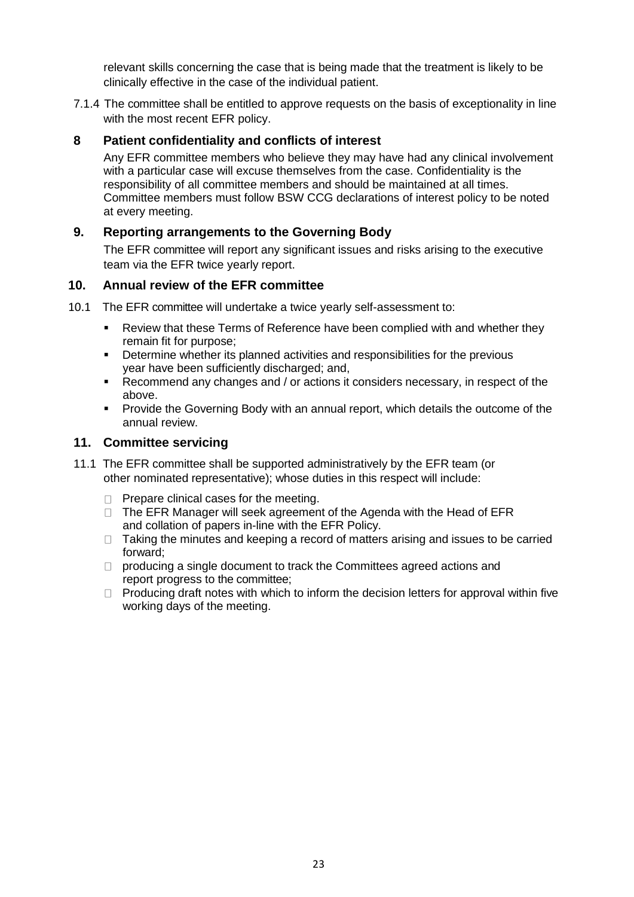relevant skills concerning the case that is being made that the treatment is likely to be clinically effective in the case of the individual patient.

7.1.4 The committee shall be entitled to approve requests on the basis of exceptionality in line with the most recent EFR policy.

## 8 Patient confidentiality and conflicts of interest

Any EFR committee members who believe they may have had any clinical involvement with a particular case will excuse themselves from the case. Confidentiality is the responsibility of all committee members and should be maintained at all times. Committee members must follow BSW CCG declarations of interest policy to be noted at every meeting.

## 9. Reporting arrangements to the Governing Body

The EFR committee will report any significant issues and risks arising to the executive team via the EFR twice yearly report.

## 10. Annual review of the EFR committee

10.1 The EFR committee will undertake a twice yearly self-assessment to:

- Review that these Terms of Reference have been complied with and whether they remain fit for purpose;
- Determine whether its planned activities and responsibilities for the previous year have been sufficiently discharged; and,
- Recommend any changes and / or actions it considers necessary, in respect of the above.
- Provide the Governing Body with an annual report, which details the outcome of the annual review.

## 11. Committee servicing

11.1 The EFR committee shall be supported administratively by the EFR team (or other nominated representative); whose duties in this respect will include:

- Prepare clinical cases for the meeting.
- The EFR Manager will seek agreement of the Agenda with the Head of EFR and collation of papers in-line with the EFR Policy.
- Taking the minutes and keeping a record of matters arising and issues to be carried forward;
- producing a single document to track the Committees agreed actions and report progress to the committee;
- Producing draft notes with which to inform the decision letters for approval within five working days of the meeting.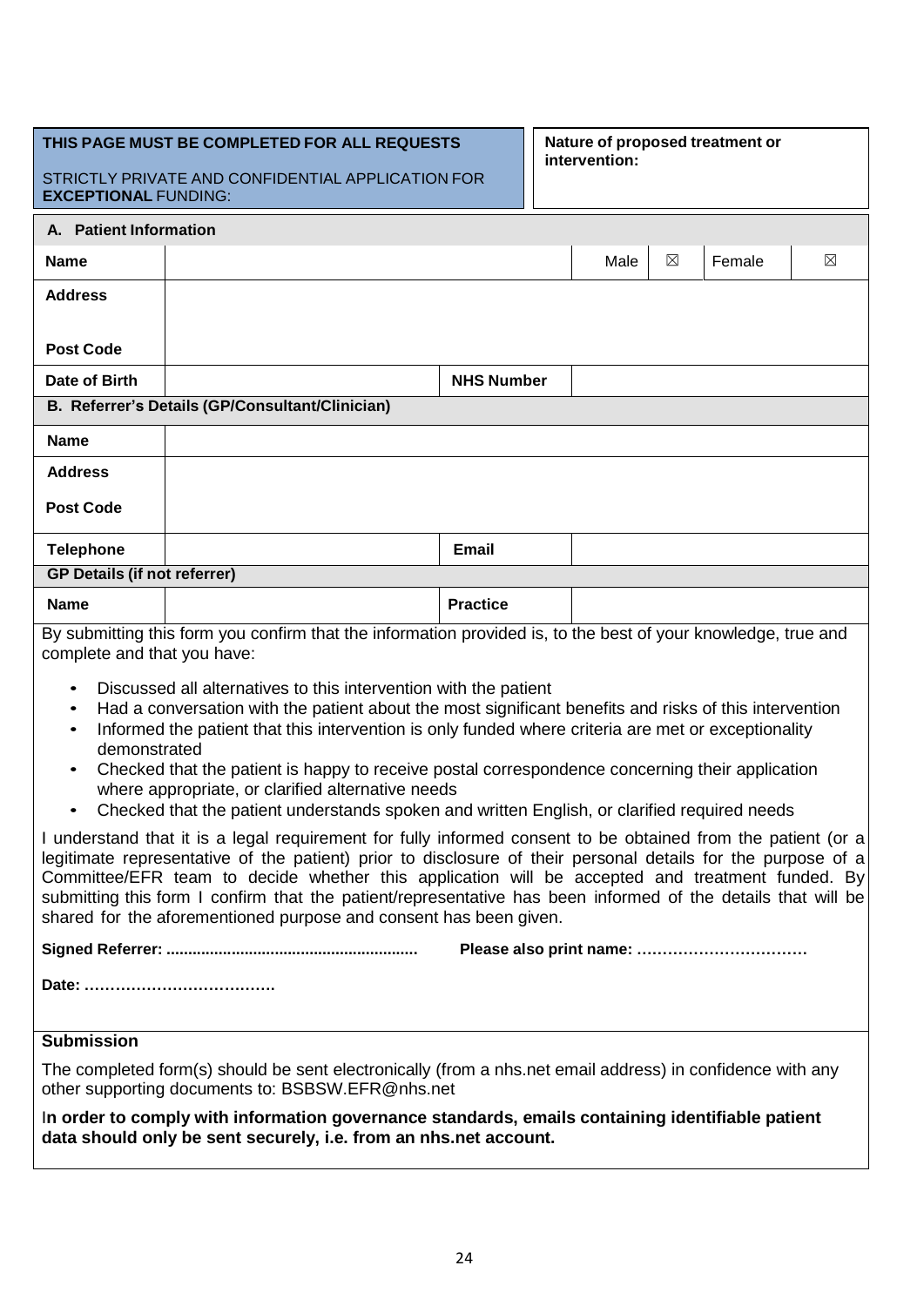| **THIS PAGE MUST BE COMPLETED FOR ALL REQUESTS**<br><br>STRICTLY PRIVATE AND CONFIDENTIAL APPLICATION FOR **EXCEPTIONAL** FUNDING: | **Nature of proposed treatment or intervention:** |
|---|---|

| **A. Patient Information** | | | | | | |
|---|---|---|---|---|---|---|
| **Name** | | | Male | ☒ | Female | ☒ |
| **Address**<br><br>**Post Code** | | | | | | |
| **Date of Birth** | | **NHS Number** | | | | |
| **B. Referrer's Details (GP/Consultant/Clinician)** | | | | | | |
| **Name** | | | | | | |
| **Address**<br><br>**Post Code** | | | | | | |
| **Telephone** | | **Email** | | | | |
| **GP Details (if not referrer)** | | | | | | |
| **Name** | | **Practice** | | | | |

By submitting this form you confirm that the information provided is, to the best of your knowledge, true and complete and that you have:

- Discussed all alternatives to this intervention with the patient
- Had a conversation with the patient about the most significant benefits and risks of this intervention
- Informed the patient that this intervention is only funded where criteria are met or exceptionality demonstrated
- Checked that the patient is happy to receive postal correspondence concerning their application where appropriate, or clarified alternative needs
- Checked that the patient understands spoken and written English, or clarified required needs

I understand that it is a legal requirement for fully informed consent to be obtained from the patient (or a legitimate representative of the patient) prior to disclosure of their personal details for the purpose of a Committee/EFR team to decide whether this application will be accepted and treatment funded. By submitting this form I confirm that the patient/representative has been informed of the details that will be shared for the aforementioned purpose and consent has been given.

**Signed Referrer: .........................................................** **Please also print name: ……………………………**

**Date: ……………………………….**

**Submission**

The completed form(s) should be sent electronically (from a nhs.net email address) in confidence with any other supporting documents to: BSBSW.EFR@nhs.net

I**n order to comply with information governance standards, emails containing identifiable patient data should only be sent securely, i.e. from an nhs.net account.**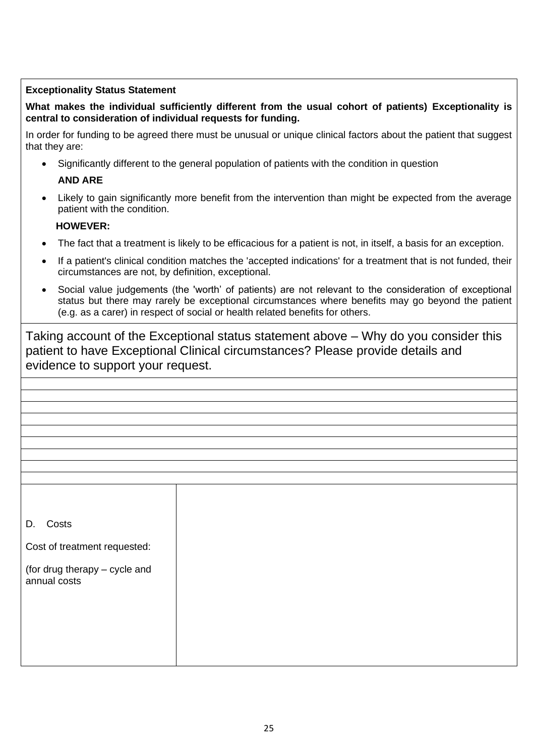**Exceptionality Status Statement**

**What makes the individual sufficiently different from the usual cohort of patients) Exceptionality is central to consideration of individual requests for funding.**

In order for funding to be agreed there must be unusual or unique clinical factors about the patient that suggest that they are:

- Significantly different to the general population of patients with the condition in question

  **AND ARE**

- Likely to gain significantly more benefit from the intervention than might be expected from the average patient with the condition.

  **HOWEVER:**

- The fact that a treatment is likely to be efficacious for a patient is not, in itself, a basis for an exception.
- If a patient's clinical condition matches the 'accepted indications' for a treatment that is not funded, their circumstances are not, by definition, exceptional.
- Social value judgements (the 'worth' of patients) are not relevant to the consideration of exceptional status but there may rarely be exceptional circumstances where benefits may go beyond the patient (e.g. as a carer) in respect of social or health related benefits for others.

Taking account of the Exceptional status statement above – Why do you consider this patient to have Exceptional Clinical circumstances? Please provide details and evidence to support your request.

| | |
|---|---|
| D. Costs<br><br>Cost of treatment requested:<br><br>(for drug therapy – cycle and annual costs | |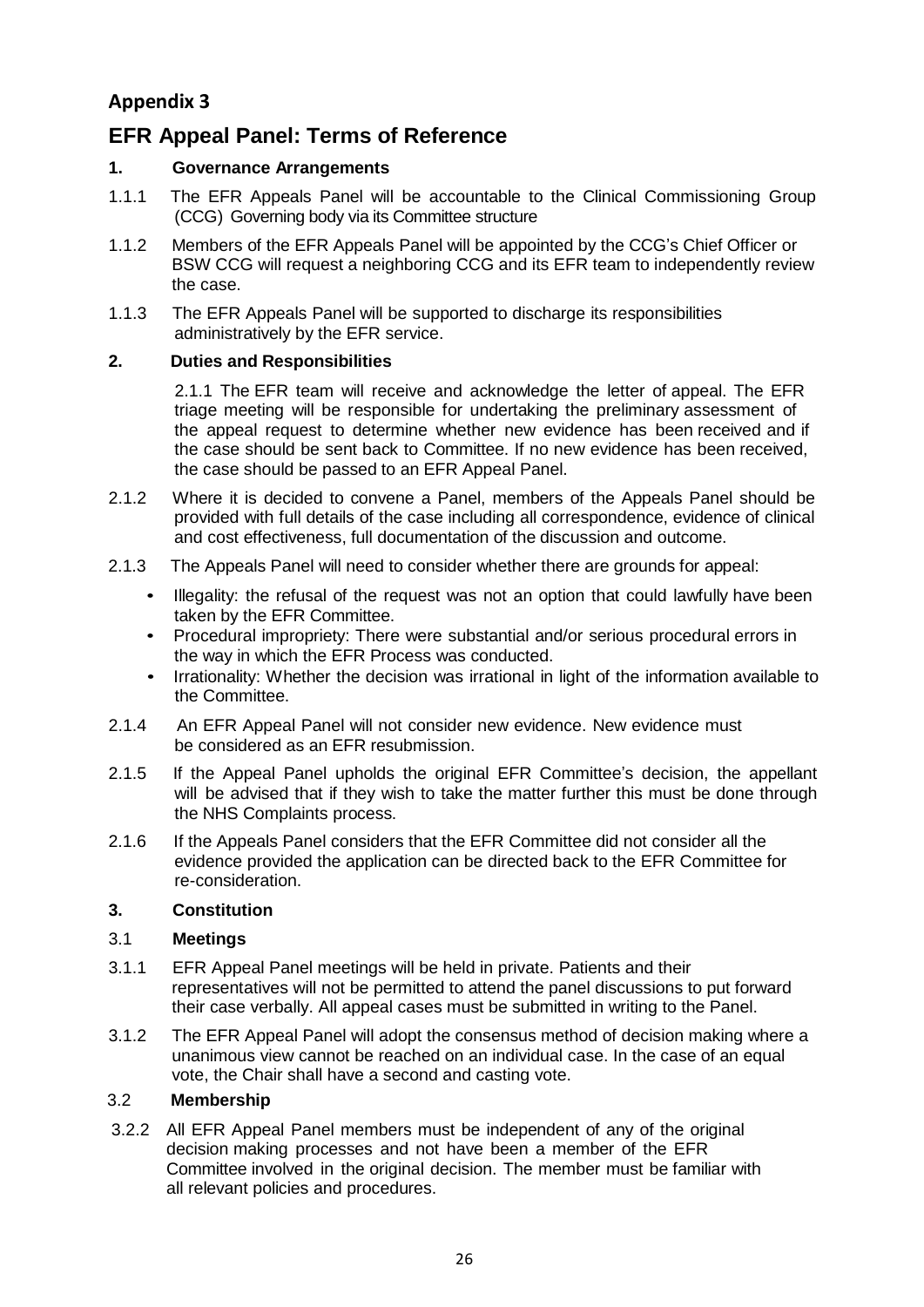## Appendix 3

# EFR Appeal Panel: Terms of Reference

### 1. Governance Arrangements

1.1.1 The EFR Appeals Panel will be accountable to the Clinical Commissioning Group (CCG) Governing body via its Committee structure

1.1.2 Members of the EFR Appeals Panel will be appointed by the CCG's Chief Officer or BSW CCG will request a neighboring CCG and its EFR team to independently review the case.

1.1.3 The EFR Appeals Panel will be supported to discharge its responsibilities administratively by the EFR service.

### 2. Duties and Responsibilities

2.1.1 The EFR team will receive and acknowledge the letter of appeal. The EFR triage meeting will be responsible for undertaking the preliminary assessment of the appeal request to determine whether new evidence has been received and if the case should be sent back to Committee. If no new evidence has been received, the case should be passed to an EFR Appeal Panel.

2.1.2 Where it is decided to convene a Panel, members of the Appeals Panel should be provided with full details of the case including all correspondence, evidence of clinical and cost effectiveness, full documentation of the discussion and outcome.

2.1.3 The Appeals Panel will need to consider whether there are grounds for appeal:

- Illegality: the refusal of the request was not an option that could lawfully have been taken by the EFR Committee.
- Procedural impropriety: There were substantial and/or serious procedural errors in the way in which the EFR Process was conducted.
- Irrationality: Whether the decision was irrational in light of the information available to the Committee.

2.1.4 An EFR Appeal Panel will not consider new evidence. New evidence must be considered as an EFR resubmission.

2.1.5 If the Appeal Panel upholds the original EFR Committee's decision, the appellant will be advised that if they wish to take the matter further this must be done through the NHS Complaints process.

2.1.6 If the Appeals Panel considers that the EFR Committee did not consider all the evidence provided the application can be directed back to the EFR Committee for re-consideration.

### 3. Constitution

#### 3.1 Meetings

3.1.1 EFR Appeal Panel meetings will be held in private. Patients and their representatives will not be permitted to attend the panel discussions to put forward their case verbally. All appeal cases must be submitted in writing to the Panel.

3.1.2 The EFR Appeal Panel will adopt the consensus method of decision making where a unanimous view cannot be reached on an individual case. In the case of an equal vote, the Chair shall have a second and casting vote.

#### 3.2 Membership

3.2.2 All EFR Appeal Panel members must be independent of any of the original decision making processes and not have been a member of the EFR Committee involved in the original decision. The member must be familiar with all relevant policies and procedures.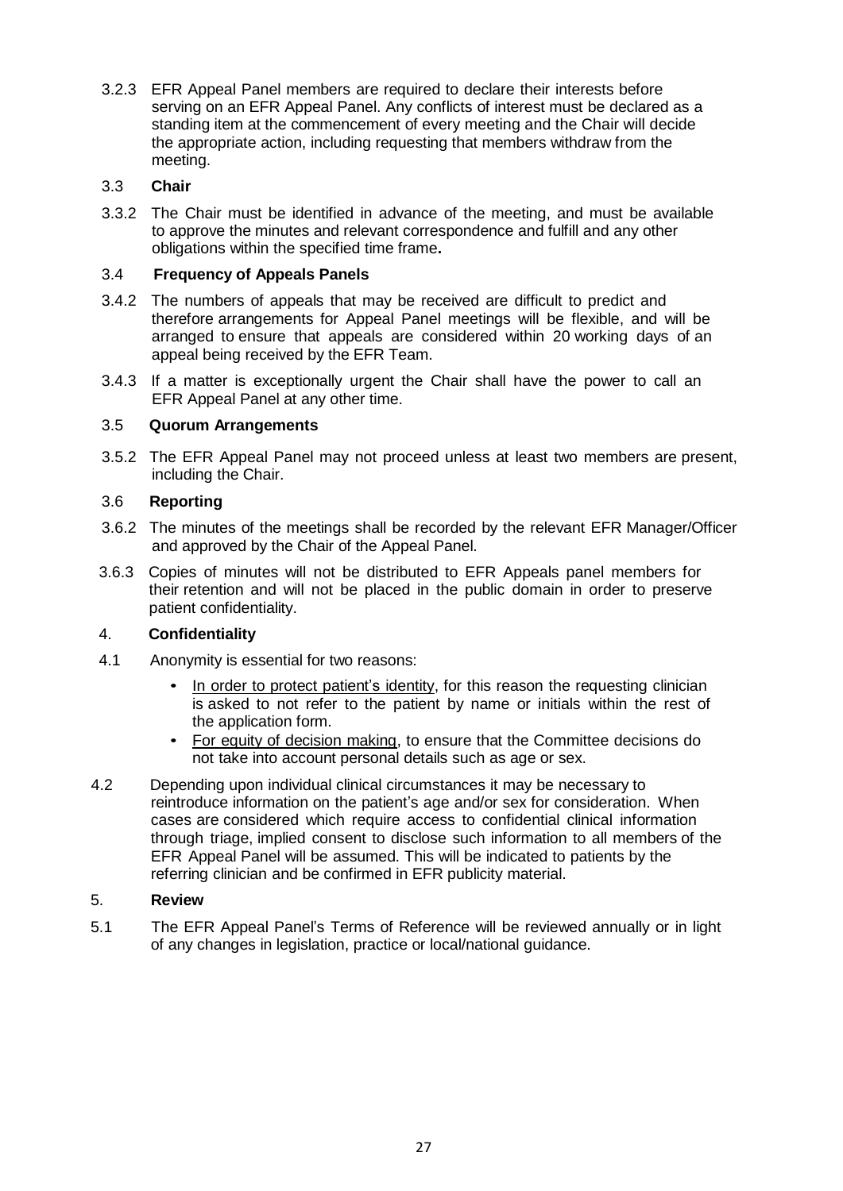3.2.3 EFR Appeal Panel members are required to declare their interests before serving on an EFR Appeal Panel. Any conflicts of interest must be declared as a standing item at the commencement of every meeting and the Chair will decide the appropriate action, including requesting that members withdraw from the meeting.

### 3.3 Chair

3.3.2 The Chair must be identified in advance of the meeting, and must be available to approve the minutes and relevant correspondence and fulfill and any other obligations within the specified time frame**.**

### 3.4 Frequency of Appeals Panels

3.4.2 The numbers of appeals that may be received are difficult to predict and therefore arrangements for Appeal Panel meetings will be flexible, and will be arranged to ensure that appeals are considered within 20 working days of an appeal being received by the EFR Team.

3.4.3 If a matter is exceptionally urgent the Chair shall have the power to call an EFR Appeal Panel at any other time.

### 3.5 Quorum Arrangements

3.5.2 The EFR Appeal Panel may not proceed unless at least two members are present, including the Chair.

### 3.6 Reporting

3.6.2 The minutes of the meetings shall be recorded by the relevant EFR Manager/Officer and approved by the Chair of the Appeal Panel.

3.6.3 Copies of minutes will not be distributed to EFR Appeals panel members for their retention and will not be placed in the public domain in order to preserve patient confidentiality.

## 4. Confidentiality

4.1 Anonymity is essential for two reasons:

- In order to protect patient's identity, for this reason the requesting clinician is asked to not refer to the patient by name or initials within the rest of the application form.
- For equity of decision making, to ensure that the Committee decisions do not take into account personal details such as age or sex.

4.2 Depending upon individual clinical circumstances it may be necessary to reintroduce information on the patient's age and/or sex for consideration. When cases are considered which require access to confidential clinical information through triage, implied consent to disclose such information to all members of the EFR Appeal Panel will be assumed. This will be indicated to patients by the referring clinician and be confirmed in EFR publicity material.

## 5. Review

5.1 The EFR Appeal Panel's Terms of Reference will be reviewed annually or in light of any changes in legislation, practice or local/national guidance.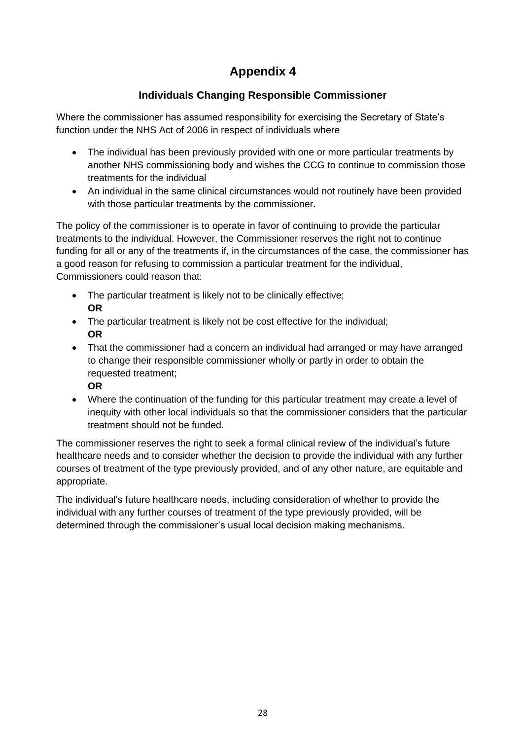# Appendix 4

## Individuals Changing Responsible Commissioner

Where the commissioner has assumed responsibility for exercising the Secretary of State's function under the NHS Act of 2006 in respect of individuals where

- The individual has been previously provided with one or more particular treatments by another NHS commissioning body and wishes the CCG to continue to commission those treatments for the individual
- An individual in the same clinical circumstances would not routinely have been provided with those particular treatments by the commissioner.

The policy of the commissioner is to operate in favor of continuing to provide the particular treatments to the individual. However, the Commissioner reserves the right not to continue funding for all or any of the treatments if, in the circumstances of the case, the commissioner has a good reason for refusing to commission a particular treatment for the individual, Commissioners could reason that:

- The particular treatment is likely not to be clinically effective;
  **OR**
- The particular treatment is likely not be cost effective for the individual;
  **OR**
- That the commissioner had a concern an individual had arranged or may have arranged to change their responsible commissioner wholly or partly in order to obtain the requested treatment;
  **OR**
- Where the continuation of the funding for this particular treatment may create a level of inequity with other local individuals so that the commissioner considers that the particular treatment should not be funded.

The commissioner reserves the right to seek a formal clinical review of the individual's future healthcare needs and to consider whether the decision to provide the individual with any further courses of treatment of the type previously provided, and of any other nature, are equitable and appropriate.

The individual's future healthcare needs, including consideration of whether to provide the individual with any further courses of treatment of the type previously provided, will be determined through the commissioner's usual local decision making mechanisms.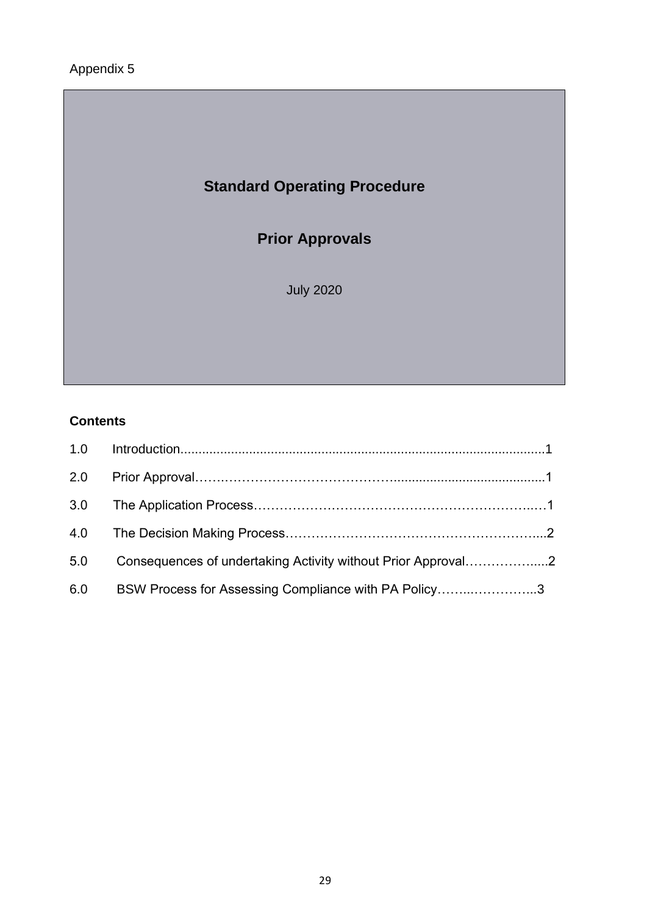Appendix 5

# Standard Operating Procedure

# Prior Approvals

July 2020

**Contents**

1.0 Introduction....................................................................................................1

2.0 Prior Approval…….…………………………………….........................................1

3.0 The Application Process…………………………………………………………..…1

4.0 The Decision Making Process……………………………………………………....2

5.0 Consequences of undertaking Activity without Prior Approval……………......2

6.0 BSW Process for Assessing Compliance with PA Policy……..…………...3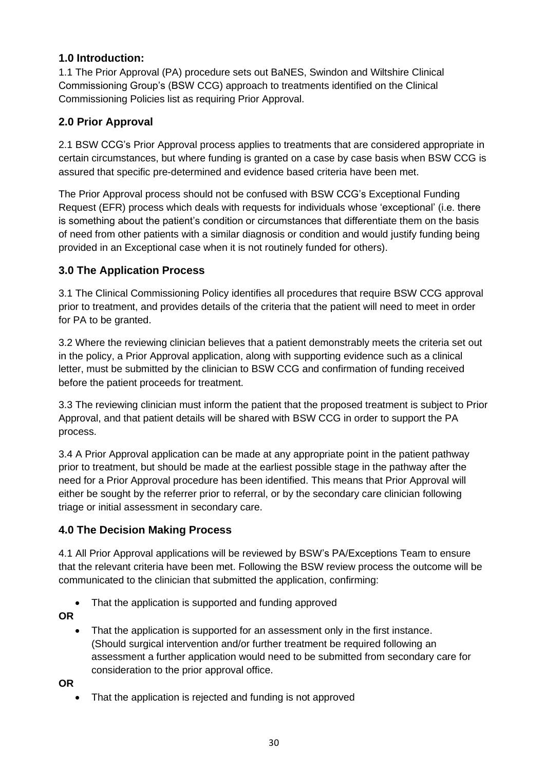## 1.0 Introduction:

1.1 The Prior Approval (PA) procedure sets out BaNES, Swindon and Wiltshire Clinical Commissioning Group's (BSW CCG) approach to treatments identified on the Clinical Commissioning Policies list as requiring Prior Approval.

## 2.0 Prior Approval

2.1 BSW CCG's Prior Approval process applies to treatments that are considered appropriate in certain circumstances, but where funding is granted on a case by case basis when BSW CCG is assured that specific pre-determined and evidence based criteria have been met.

The Prior Approval process should not be confused with BSW CCG's Exceptional Funding Request (EFR) process which deals with requests for individuals whose 'exceptional' (i.e. there is something about the patient's condition or circumstances that differentiate them on the basis of need from other patients with a similar diagnosis or condition and would justify funding being provided in an Exceptional case when it is not routinely funded for others).

## 3.0 The Application Process

3.1 The Clinical Commissioning Policy identifies all procedures that require BSW CCG approval prior to treatment, and provides details of the criteria that the patient will need to meet in order for PA to be granted.

3.2 Where the reviewing clinician believes that a patient demonstrably meets the criteria set out in the policy, a Prior Approval application, along with supporting evidence such as a clinical letter, must be submitted by the clinician to BSW CCG and confirmation of funding received before the patient proceeds for treatment.

3.3 The reviewing clinician must inform the patient that the proposed treatment is subject to Prior Approval, and that patient details will be shared with BSW CCG in order to support the PA process.

3.4 A Prior Approval application can be made at any appropriate point in the patient pathway prior to treatment, but should be made at the earliest possible stage in the pathway after the need for a Prior Approval procedure has been identified. This means that Prior Approval will either be sought by the referrer prior to referral, or by the secondary care clinician following triage or initial assessment in secondary care.

## 4.0 The Decision Making Process

4.1 All Prior Approval applications will be reviewed by BSW's PA/Exceptions Team to ensure that the relevant criteria have been met. Following the BSW review process the outcome will be communicated to the clinician that submitted the application, confirming:

- That the application is supported and funding approved

**OR**

- That the application is supported for an assessment only in the first instance. (Should surgical intervention and/or further treatment be required following an assessment a further application would need to be submitted from secondary care for consideration to the prior approval office.

**OR**

- That the application is rejected and funding is not approved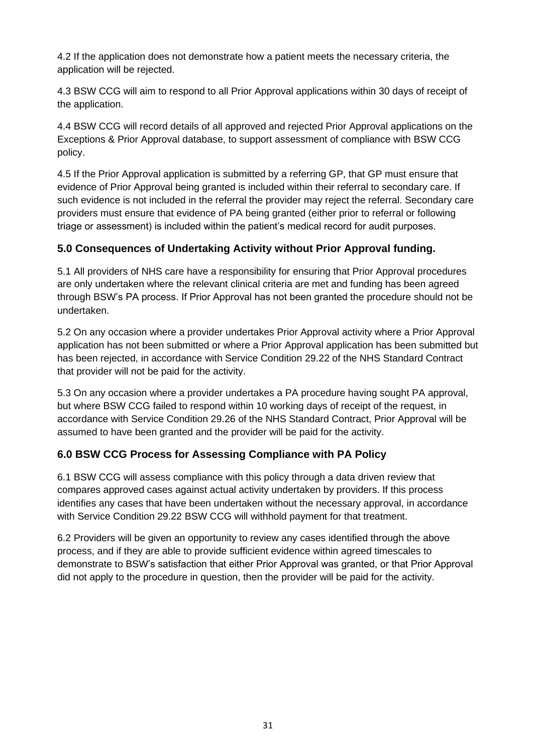4.2 If the application does not demonstrate how a patient meets the necessary criteria, the application will be rejected.

4.3 BSW CCG will aim to respond to all Prior Approval applications within 30 days of receipt of the application.

4.4 BSW CCG will record details of all approved and rejected Prior Approval applications on the Exceptions & Prior Approval database, to support assessment of compliance with BSW CCG policy.

4.5 If the Prior Approval application is submitted by a referring GP, that GP must ensure that evidence of Prior Approval being granted is included within their referral to secondary care. If such evidence is not included in the referral the provider may reject the referral. Secondary care providers must ensure that evidence of PA being granted (either prior to referral or following triage or assessment) is included within the patient's medical record for audit purposes.

### 5.0 Consequences of Undertaking Activity without Prior Approval funding.

5.1 All providers of NHS care have a responsibility for ensuring that Prior Approval procedures are only undertaken where the relevant clinical criteria are met and funding has been agreed through BSW's PA process. If Prior Approval has not been granted the procedure should not be undertaken.

5.2 On any occasion where a provider undertakes Prior Approval activity where a Prior Approval application has not been submitted or where a Prior Approval application has been submitted but has been rejected, in accordance with Service Condition 29.22 of the NHS Standard Contract that provider will not be paid for the activity.

5.3 On any occasion where a provider undertakes a PA procedure having sought PA approval, but where BSW CCG failed to respond within 10 working days of receipt of the request, in accordance with Service Condition 29.26 of the NHS Standard Contract, Prior Approval will be assumed to have been granted and the provider will be paid for the activity.

### 6.0 BSW CCG Process for Assessing Compliance with PA Policy

6.1 BSW CCG will assess compliance with this policy through a data driven review that compares approved cases against actual activity undertaken by providers. If this process identifies any cases that have been undertaken without the necessary approval, in accordance with Service Condition 29.22 BSW CCG will withhold payment for that treatment.

6.2 Providers will be given an opportunity to review any cases identified through the above process, and if they are able to provide sufficient evidence within agreed timescales to demonstrate to BSW's satisfaction that either Prior Approval was granted, or that Prior Approval did not apply to the procedure in question, then the provider will be paid for the activity.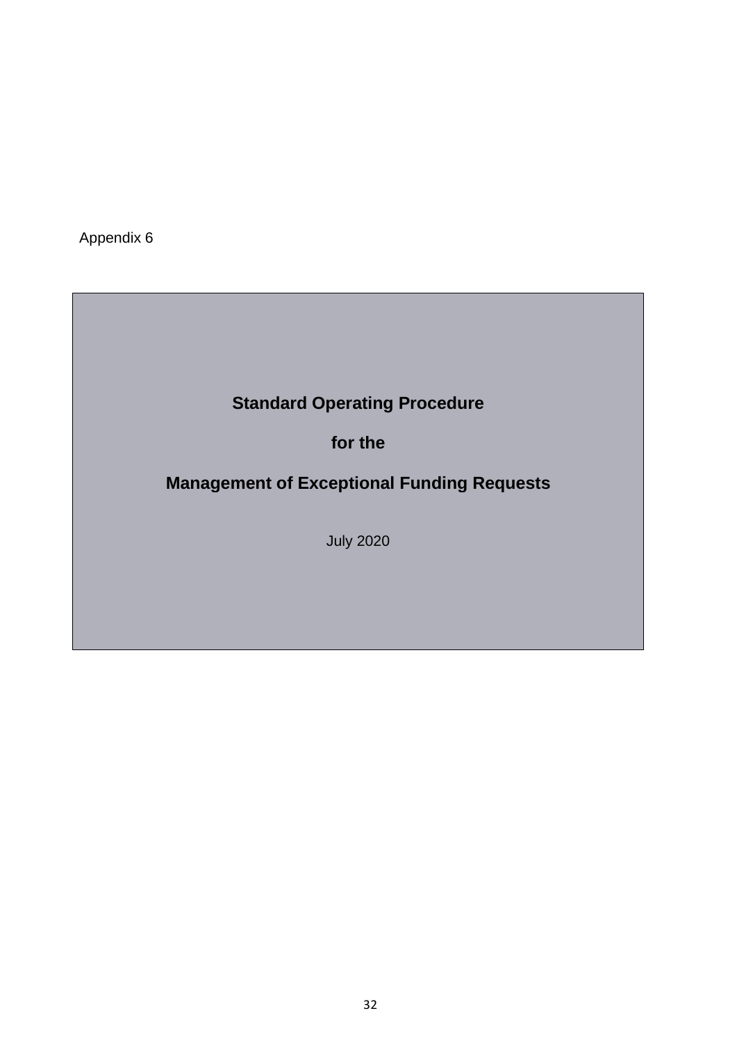Appendix 6

# Standard Operating Procedure

# for the

# Management of Exceptional Funding Requests

July 2020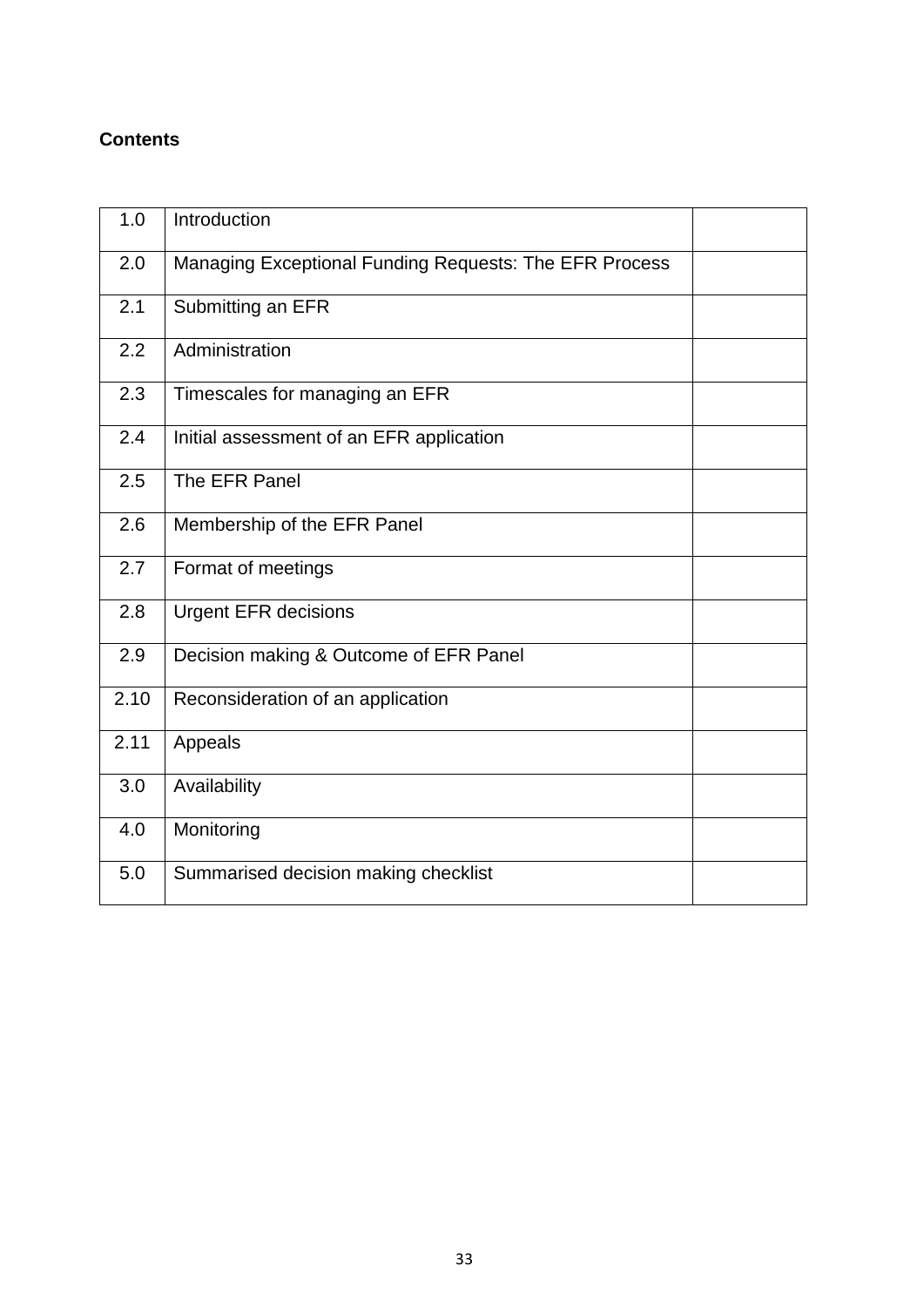**Contents**

| | | |
|---|---|---|
| 1.0 | Introduction | |
| 2.0 | Managing Exceptional Funding Requests: The EFR Process | |
| 2.1 | Submitting an EFR | |
| 2.2 | Administration | |
| 2.3 | Timescales for managing an EFR | |
| 2.4 | Initial assessment of an EFR application | |
| 2.5 | The EFR Panel | |
| 2.6 | Membership of the EFR Panel | |
| 2.7 | Format of meetings | |
| 2.8 | Urgent EFR decisions | |
| 2.9 | Decision making & Outcome of EFR Panel | |
| 2.10 | Reconsideration of an application | |
| 2.11 | Appeals | |
| 3.0 | Availability | |
| 4.0 | Monitoring | |
| 5.0 | Summarised decision making checklist | |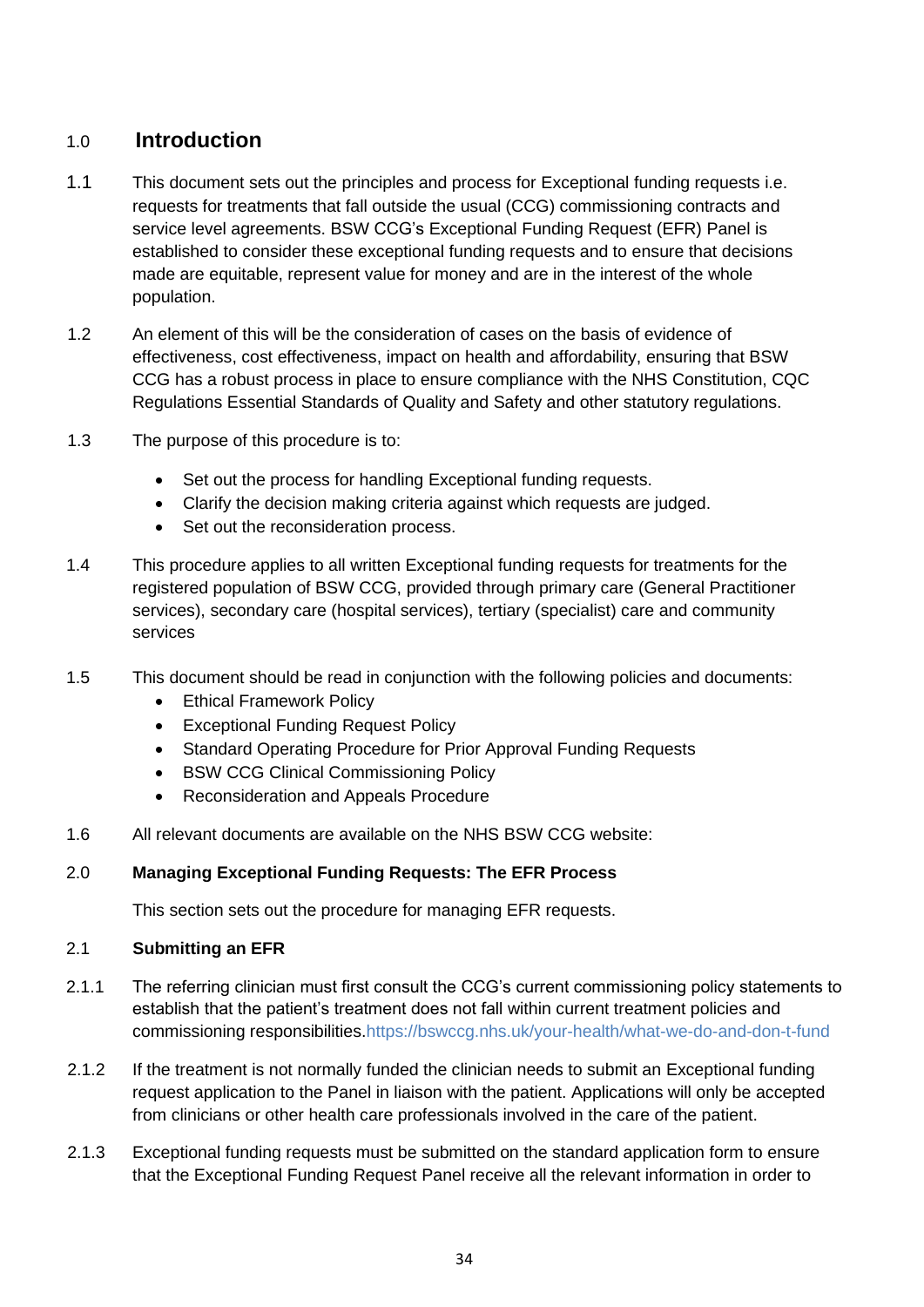## 1.0 Introduction

1.1 This document sets out the principles and process for Exceptional funding requests i.e. requests for treatments that fall outside the usual (CCG) commissioning contracts and service level agreements. BSW CCG's Exceptional Funding Request (EFR) Panel is established to consider these exceptional funding requests and to ensure that decisions made are equitable, represent value for money and are in the interest of the whole population.

1.2 An element of this will be the consideration of cases on the basis of evidence of effectiveness, cost effectiveness, impact on health and affordability, ensuring that BSW CCG has a robust process in place to ensure compliance with the NHS Constitution, CQC Regulations Essential Standards of Quality and Safety and other statutory regulations.

1.3 The purpose of this procedure is to:

- Set out the process for handling Exceptional funding requests.
- Clarify the decision making criteria against which requests are judged.
- Set out the reconsideration process.

1.4 This procedure applies to all written Exceptional funding requests for treatments for the registered population of BSW CCG, provided through primary care (General Practitioner services), secondary care (hospital services), tertiary (specialist) care and community services

1.5 This document should be read in conjunction with the following policies and documents:

- Ethical Framework Policy
- Exceptional Funding Request Policy
- Standard Operating Procedure for Prior Approval Funding Requests
- BSW CCG Clinical Commissioning Policy
- Reconsideration and Appeals Procedure

1.6 All relevant documents are available on the NHS BSW CCG website:

### 2.0 Managing Exceptional Funding Requests: The EFR Process

This section sets out the procedure for managing EFR requests.

#### 2.1 Submitting an EFR

2.1.1 The referring clinician must first consult the CCG's current commissioning policy statements to establish that the patient's treatment does not fall within current treatment policies and commissioning responsibilities.https://bswccg.nhs.uk/your-health/what-we-do-and-don-t-fund

2.1.2 If the treatment is not normally funded the clinician needs to submit an Exceptional funding request application to the Panel in liaison with the patient. Applications will only be accepted from clinicians or other health care professionals involved in the care of the patient.

2.1.3 Exceptional funding requests must be submitted on the standard application form to ensure that the Exceptional Funding Request Panel receive all the relevant information in order to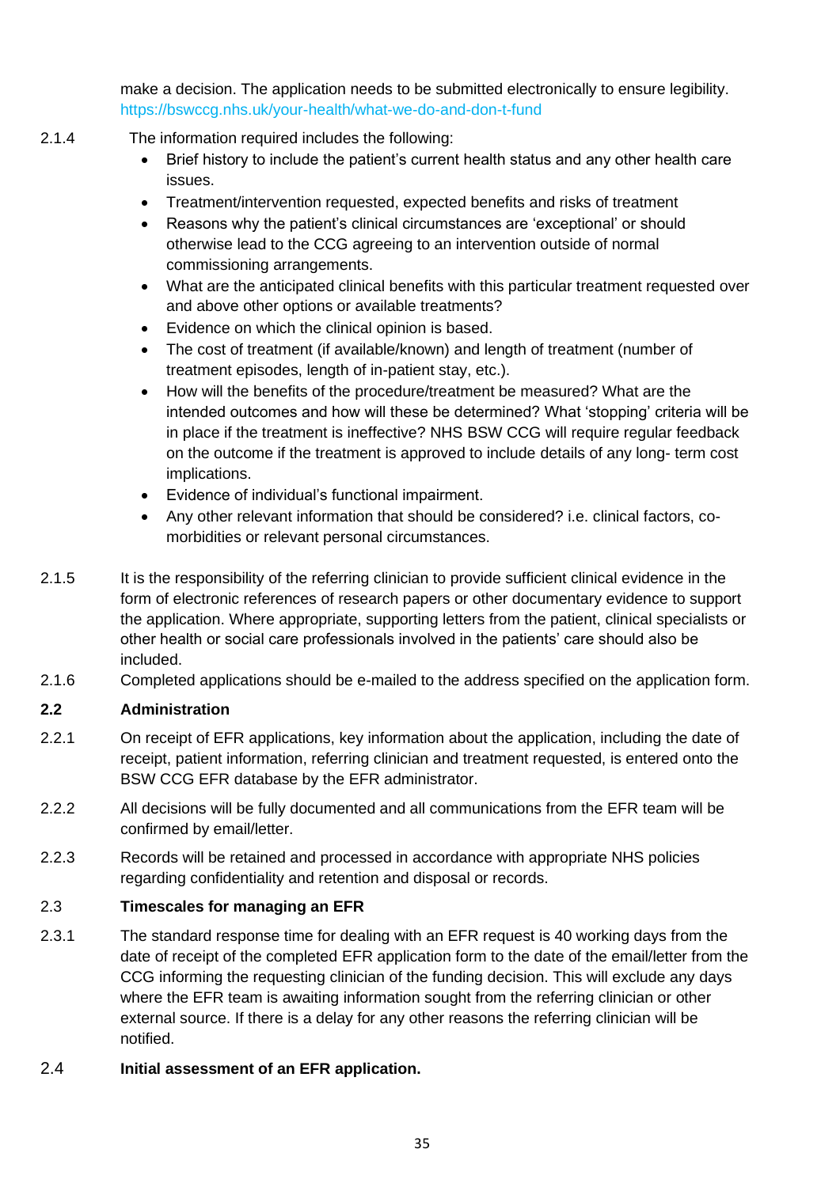make a decision. The application needs to be submitted electronically to ensure legibility. https://bswccg.nhs.uk/your-health/what-we-do-and-don-t-fund

2.1.4 The information required includes the following:

- Brief history to include the patient's current health status and any other health care issues.
- Treatment/intervention requested, expected benefits and risks of treatment
- Reasons why the patient's clinical circumstances are 'exceptional' or should otherwise lead to the CCG agreeing to an intervention outside of normal commissioning arrangements.
- What are the anticipated clinical benefits with this particular treatment requested over and above other options or available treatments?
- Evidence on which the clinical opinion is based.
- The cost of treatment (if available/known) and length of treatment (number of treatment episodes, length of in-patient stay, etc.).
- How will the benefits of the procedure/treatment be measured? What are the intended outcomes and how will these be determined? What 'stopping' criteria will be in place if the treatment is ineffective? NHS BSW CCG will require regular feedback on the outcome if the treatment is approved to include details of any long- term cost implications.
- Evidence of individual's functional impairment.
- Any other relevant information that should be considered? i.e. clinical factors, co-morbidities or relevant personal circumstances.

2.1.5 It is the responsibility of the referring clinician to provide sufficient clinical evidence in the form of electronic references of research papers or other documentary evidence to support the application. Where appropriate, supporting letters from the patient, clinical specialists or other health or social care professionals involved in the patients' care should also be included.

2.1.6 Completed applications should be e-mailed to the address specified on the application form.

**2.2 Administration**

2.2.1 On receipt of EFR applications, key information about the application, including the date of receipt, patient information, referring clinician and treatment requested, is entered onto the BSW CCG EFR database by the EFR administrator.

2.2.2 All decisions will be fully documented and all communications from the EFR team will be confirmed by email/letter.

2.2.3 Records will be retained and processed in accordance with appropriate NHS policies regarding confidentiality and retention and disposal or records.

2.3 **Timescales for managing an EFR**

2.3.1 The standard response time for dealing with an EFR request is 40 working days from the date of receipt of the completed EFR application form to the date of the email/letter from the CCG informing the requesting clinician of the funding decision. This will exclude any days where the EFR team is awaiting information sought from the referring clinician or other external source. If there is a delay for any other reasons the referring clinician will be notified.

2.4 **Initial assessment of an EFR application.**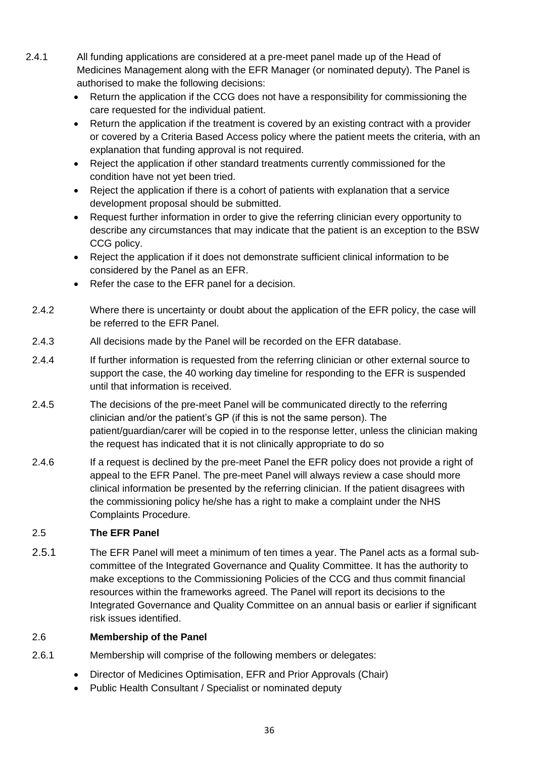2.4.1 All funding applications are considered at a pre-meet panel made up of the Head of Medicines Management along with the EFR Manager (or nominated deputy). The Panel is authorised to make the following decisions:

- Return the application if the CCG does not have a responsibility for commissioning the care requested for the individual patient.
- Return the application if the treatment is covered by an existing contract with a provider or covered by a Criteria Based Access policy where the patient meets the criteria, with an explanation that funding approval is not required.
- Reject the application if other standard treatments currently commissioned for the condition have not yet been tried.
- Reject the application if there is a cohort of patients with explanation that a service development proposal should be submitted.
- Request further information in order to give the referring clinician every opportunity to describe any circumstances that may indicate that the patient is an exception to the BSW CCG policy.
- Reject the application if it does not demonstrate sufficient clinical information to be considered by the Panel as an EFR.
- Refer the case to the EFR panel for a decision.

2.4.2 Where there is uncertainty or doubt about the application of the EFR policy, the case will be referred to the EFR Panel.

2.4.3 All decisions made by the Panel will be recorded on the EFR database.

2.4.4 If further information is requested from the referring clinician or other external source to support the case, the 40 working day timeline for responding to the EFR is suspended until that information is received.

2.4.5 The decisions of the pre-meet Panel will be communicated directly to the referring clinician and/or the patient's GP (if this is not the same person). The patient/guardian/carer will be copied in to the response letter, unless the clinician making the request has indicated that it is not clinically appropriate to do so

2.4.6 If a request is declined by the pre-meet Panel the EFR policy does not provide a right of appeal to the EFR Panel. The pre-meet Panel will always review a case should more clinical information be presented by the referring clinician. If the patient disagrees with the commissioning policy he/she has a right to make a complaint under the NHS Complaints Procedure.

### 2.5 The EFR Panel

2.5.1 The EFR Panel will meet a minimum of ten times a year. The Panel acts as a formal sub-committee of the Integrated Governance and Quality Committee. It has the authority to make exceptions to the Commissioning Policies of the CCG and thus commit financial resources within the frameworks agreed. The Panel will report its decisions to the Integrated Governance and Quality Committee on an annual basis or earlier if significant risk issues identified.

### 2.6 Membership of the Panel

2.6.1 Membership will comprise of the following members or delegates:

- Director of Medicines Optimisation, EFR and Prior Approvals (Chair)
- Public Health Consultant / Specialist or nominated deputy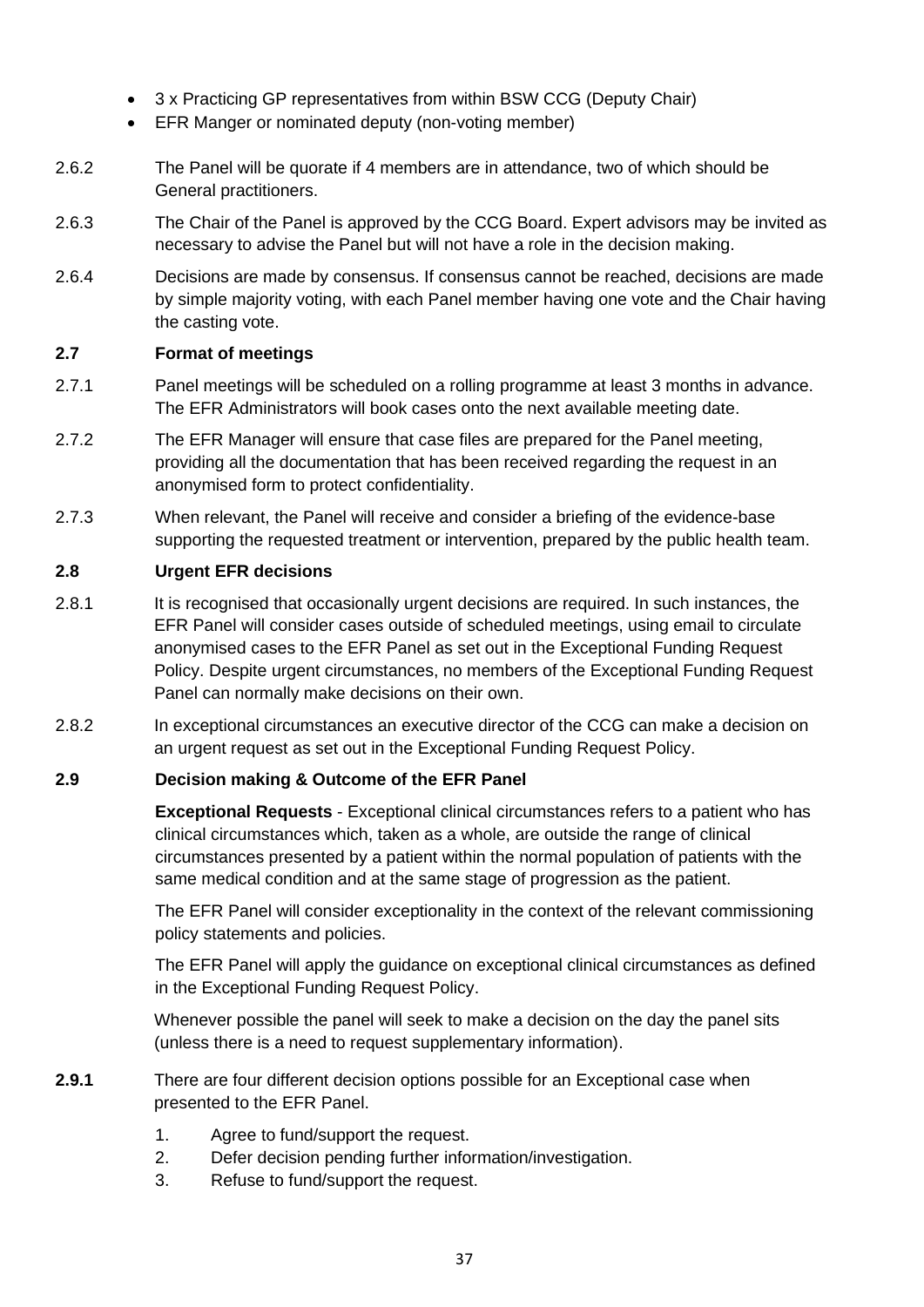- 3 x Practicing GP representatives from within BSW CCG (Deputy Chair)
- EFR Manger or nominated deputy (non-voting member)

2.6.2 The Panel will be quorate if 4 members are in attendance, two of which should be General practitioners.

2.6.3 The Chair of the Panel is approved by the CCG Board. Expert advisors may be invited as necessary to advise the Panel but will not have a role in the decision making.

2.6.4 Decisions are made by consensus. If consensus cannot be reached, decisions are made by simple majority voting, with each Panel member having one vote and the Chair having the casting vote.

### 2.7 Format of meetings

2.7.1 Panel meetings will be scheduled on a rolling programme at least 3 months in advance. The EFR Administrators will book cases onto the next available meeting date.

2.7.2 The EFR Manager will ensure that case files are prepared for the Panel meeting, providing all the documentation that has been received regarding the request in an anonymised form to protect confidentiality.

2.7.3 When relevant, the Panel will receive and consider a briefing of the evidence-base supporting the requested treatment or intervention, prepared by the public health team.

### 2.8 Urgent EFR decisions

2.8.1 It is recognised that occasionally urgent decisions are required. In such instances, the EFR Panel will consider cases outside of scheduled meetings, using email to circulate anonymised cases to the EFR Panel as set out in the Exceptional Funding Request Policy. Despite urgent circumstances, no members of the Exceptional Funding Request Panel can normally make decisions on their own.

2.8.2 In exceptional circumstances an executive director of the CCG can make a decision on an urgent request as set out in the Exceptional Funding Request Policy.

### 2.9 Decision making & Outcome of the EFR Panel

**Exceptional Requests** - Exceptional clinical circumstances refers to a patient who has clinical circumstances which, taken as a whole, are outside the range of clinical circumstances presented by a patient within the normal population of patients with the same medical condition and at the same stage of progression as the patient.

The EFR Panel will consider exceptionality in the context of the relevant commissioning policy statements and policies.

The EFR Panel will apply the guidance on exceptional clinical circumstances as defined in the Exceptional Funding Request Policy.

Whenever possible the panel will seek to make a decision on the day the panel sits (unless there is a need to request supplementary information).

**2.9.1** There are four different decision options possible for an Exceptional case when presented to the EFR Panel.

1. Agree to fund/support the request.
2. Defer decision pending further information/investigation.
3. Refuse to fund/support the request.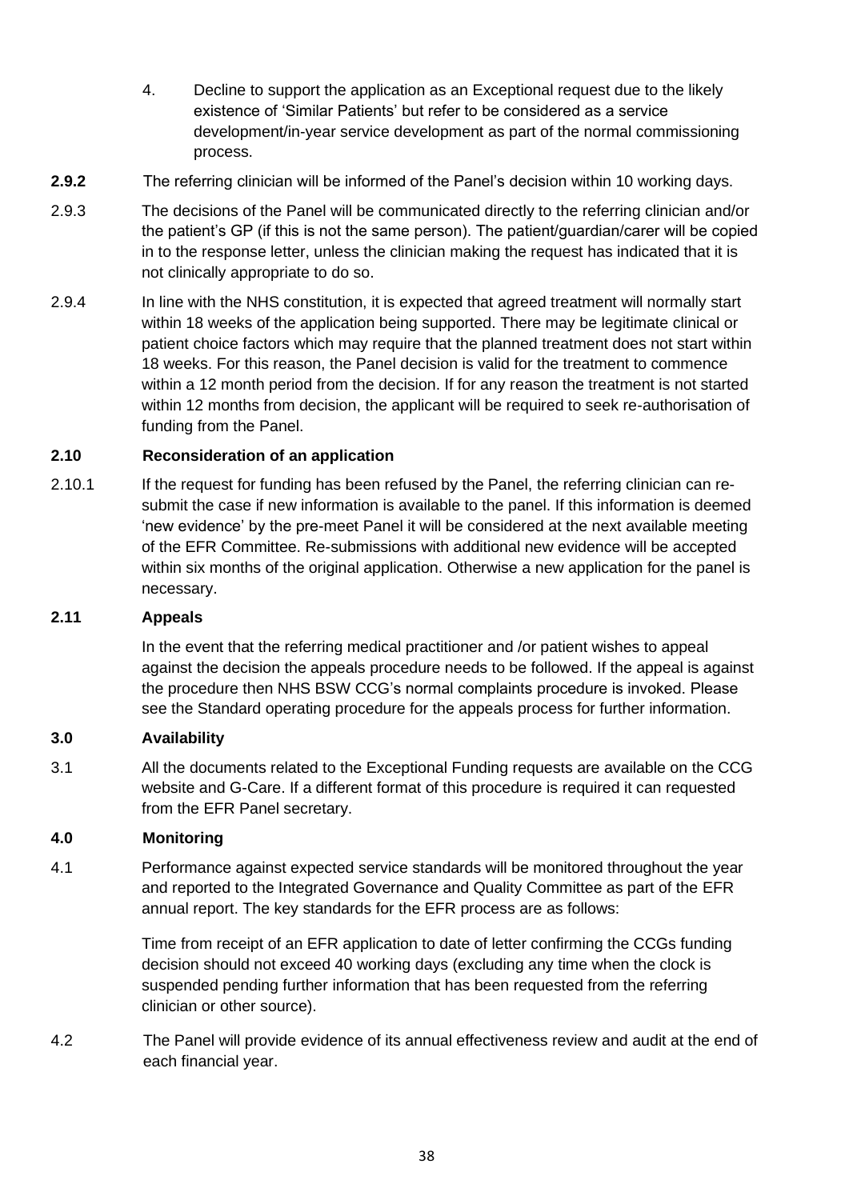4. Decline to support the application as an Exceptional request due to the likely existence of 'Similar Patients' but refer to be considered as a service development/in-year service development as part of the normal commissioning process.

**2.9.2** The referring clinician will be informed of the Panel's decision within 10 working days.

2.9.3 The decisions of the Panel will be communicated directly to the referring clinician and/or the patient's GP (if this is not the same person). The patient/guardian/carer will be copied in to the response letter, unless the clinician making the request has indicated that it is not clinically appropriate to do so.

2.9.4 In line with the NHS constitution, it is expected that agreed treatment will normally start within 18 weeks of the application being supported. There may be legitimate clinical or patient choice factors which may require that the planned treatment does not start within 18 weeks. For this reason, the Panel decision is valid for the treatment to commence within a 12 month period from the decision. If for any reason the treatment is not started within 12 months from decision, the applicant will be required to seek re-authorisation of funding from the Panel.

### 2.10 Reconsideration of an application

2.10.1 If the request for funding has been refused by the Panel, the referring clinician can re-submit the case if new information is available to the panel. If this information is deemed 'new evidence' by the pre-meet Panel it will be considered at the next available meeting of the EFR Committee. Re-submissions with additional new evidence will be accepted within six months of the original application. Otherwise a new application for the panel is necessary.

### 2.11 Appeals

In the event that the referring medical practitioner and /or patient wishes to appeal against the decision the appeals procedure needs to be followed. If the appeal is against the procedure then NHS BSW CCG's normal complaints procedure is invoked. Please see the Standard operating procedure for the appeals process for further information.

## 3.0 Availability

3.1 All the documents related to the Exceptional Funding requests are available on the CCG website and G-Care. If a different format of this procedure is required it can requested from the EFR Panel secretary.

## 4.0 Monitoring

4.1 Performance against expected service standards will be monitored throughout the year and reported to the Integrated Governance and Quality Committee as part of the EFR annual report. The key standards for the EFR process are as follows:

Time from receipt of an EFR application to date of letter confirming the CCGs funding decision should not exceed 40 working days (excluding any time when the clock is suspended pending further information that has been requested from the referring clinician or other source).

4.2 The Panel will provide evidence of its annual effectiveness review and audit at the end of each financial year.